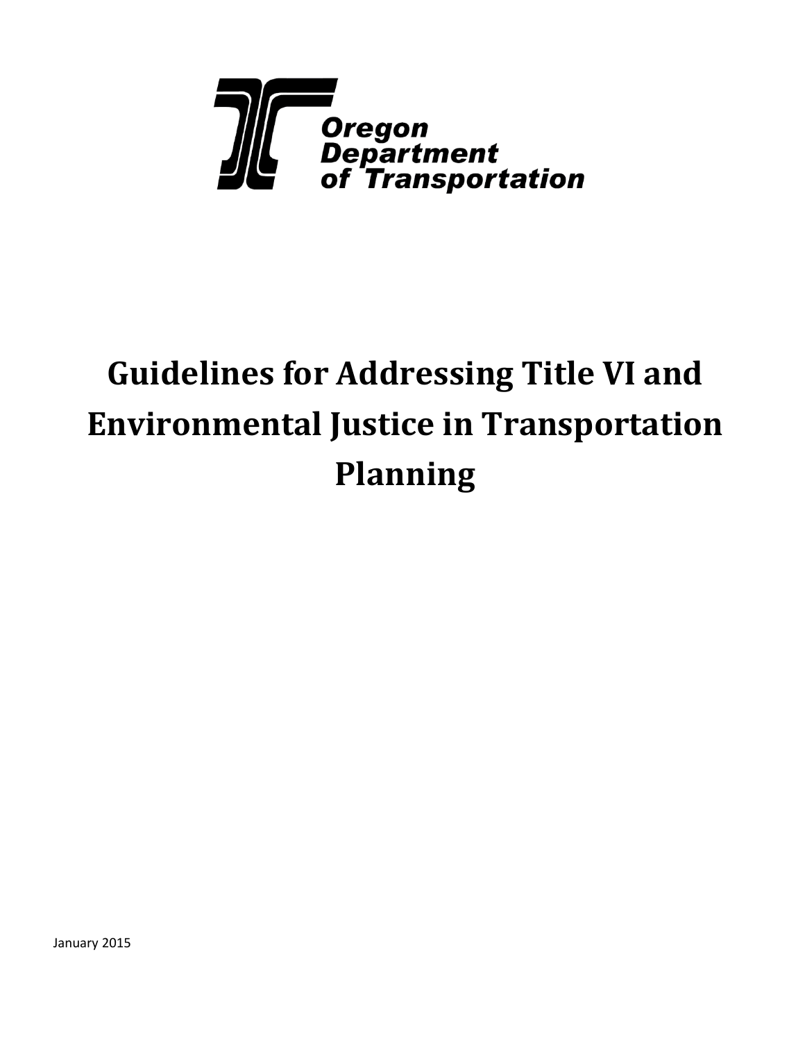Oregon Department of Transportation

# Guidelines for Addressing Title VI and Environmental Justice in Transportation Planning

January 2015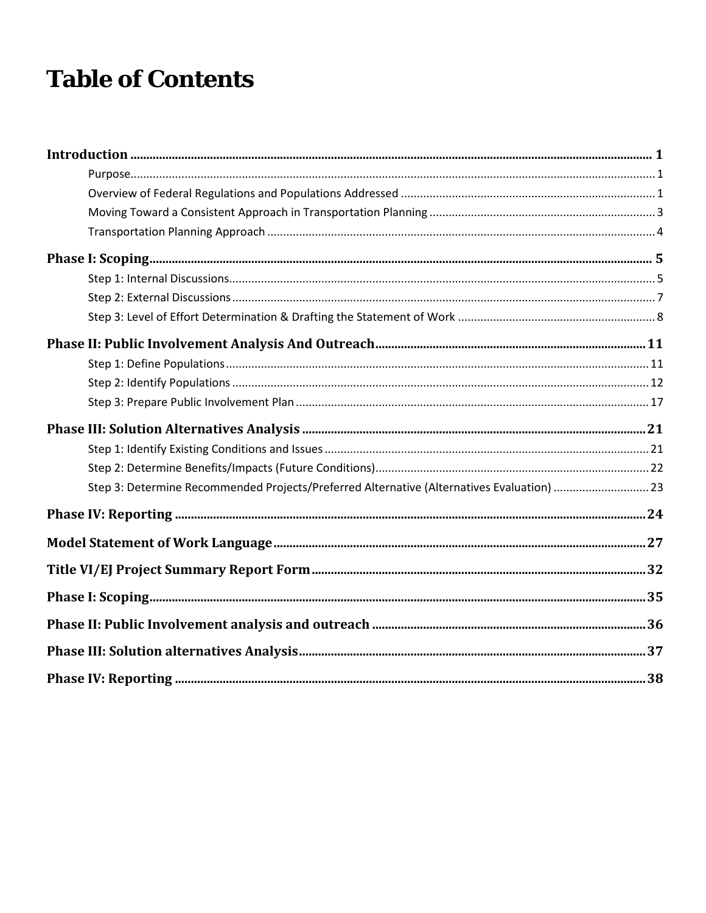# Table of Contents

**Introduction** ..... **1**

- Purpose ..... 1
- Overview of Federal Regulations and Populations Addressed ..... 1
- Moving Toward a Consistent Approach in Transportation Planning ..... 3
- Transportation Planning Approach ..... 4

**Phase I: Scoping** ..... **5**

- Step 1: Internal Discussions ..... 5
- Step 2: External Discussions ..... 7
- Step 3: Level of Effort Determination & Drafting the Statement of Work ..... 8

**Phase II: Public Involvement Analysis And Outreach** ..... **11**

- Step 1: Define Populations ..... 11
- Step 2: Identify Populations ..... 12
- Step 3: Prepare Public Involvement Plan ..... 17

**Phase III: Solution Alternatives Analysis** ..... **21**

- Step 1: Identify Existing Conditions and Issues ..... 21
- Step 2: Determine Benefits/Impacts (Future Conditions) ..... 22
- Step 3: Determine Recommended Projects/Preferred Alternative (Alternatives Evaluation) ..... 23

**Phase IV: Reporting** ..... **24**

**Model Statement of Work Language** ..... **27**

**Title VI/EJ Project Summary Report Form** ..... **32**

**Phase I: Scoping** ..... **35**

**Phase II: Public Involvement analysis and outreach** ..... **36**

**Phase III: Solution alternatives Analysis** ..... **37**

**Phase IV: Reporting** ..... **38**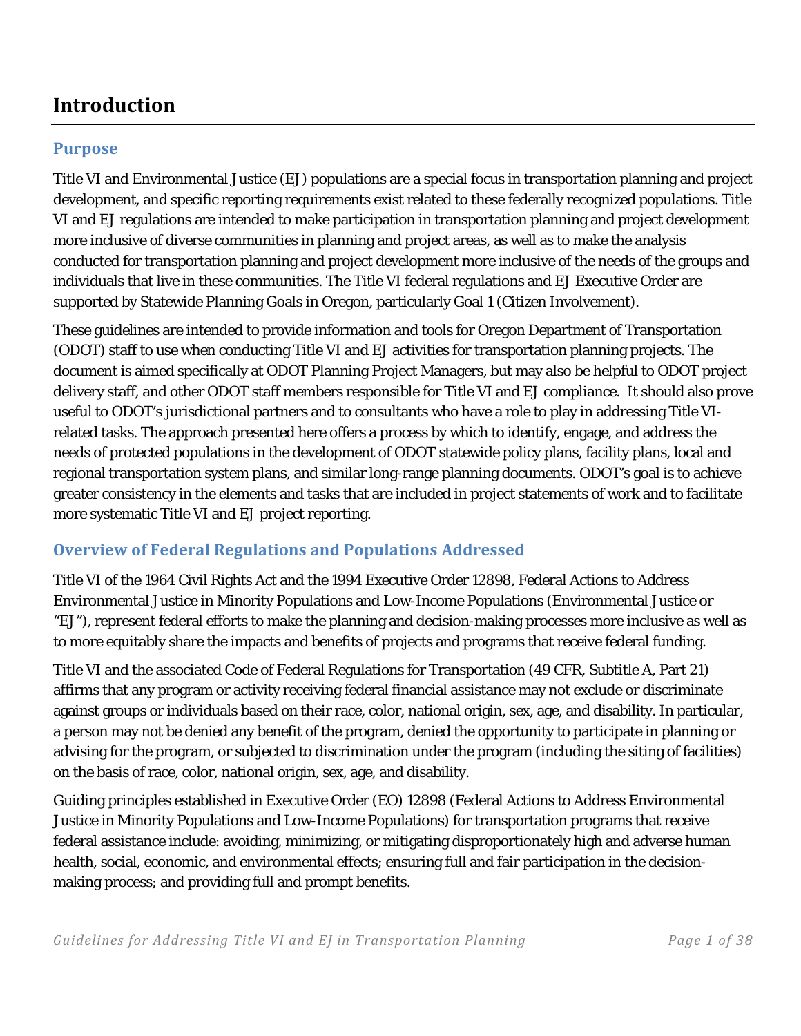# Introduction

## Purpose

Title VI and Environmental Justice (EJ) populations are a special focus in transportation planning and project development, and specific reporting requirements exist related to these federally recognized populations. Title VI and EJ regulations are intended to make participation in transportation planning and project development more inclusive of diverse communities in planning and project areas, as well as to make the analysis conducted for transportation planning and project development more inclusive of the needs of the groups and individuals that live in these communities. The Title VI federal regulations and EJ Executive Order are supported by Statewide Planning Goals in Oregon, particularly Goal 1 (Citizen Involvement).

These guidelines are intended to provide information and tools for Oregon Department of Transportation (ODOT) staff to use when conducting Title VI and EJ activities for transportation planning projects. The document is aimed specifically at ODOT Planning Project Managers, but may also be helpful to ODOT project delivery staff, and other ODOT staff members responsible for Title VI and EJ compliance. It should also prove useful to ODOT's jurisdictional partners and to consultants who have a role to play in addressing Title VI-related tasks. The approach presented here offers a process by which to identify, engage, and address the needs of protected populations in the development of ODOT statewide policy plans, facility plans, local and regional transportation system plans, and similar long-range planning documents. ODOT's goal is to achieve greater consistency in the elements and tasks that are included in project statements of work and to facilitate more systematic Title VI and EJ project reporting.

## Overview of Federal Regulations and Populations Addressed

Title VI of the 1964 Civil Rights Act and the 1994 Executive Order 12898, Federal Actions to Address Environmental Justice in Minority Populations and Low-Income Populations (Environmental Justice or "EJ"), represent federal efforts to make the planning and decision-making processes more inclusive as well as to more equitably share the impacts and benefits of projects and programs that receive federal funding.

Title VI and the associated Code of Federal Regulations for Transportation (49 CFR, Subtitle A, Part 21) affirms that any program or activity receiving federal financial assistance may not exclude or discriminate against groups or individuals based on their race, color, national origin, sex, age, and disability. In particular, a person may not be denied any benefit of the program, denied the opportunity to participate in planning or advising for the program, or subjected to discrimination under the program (including the siting of facilities) on the basis of race, color, national origin, sex, age, and disability.

Guiding principles established in Executive Order (EO) 12898 (Federal Actions to Address Environmental Justice in Minority Populations and Low-Income Populations) for transportation programs that receive federal assistance include: avoiding, minimizing, or mitigating disproportionately high and adverse human health, social, economic, and environmental effects; ensuring full and fair participation in the decision-making process; and providing full and prompt benefits.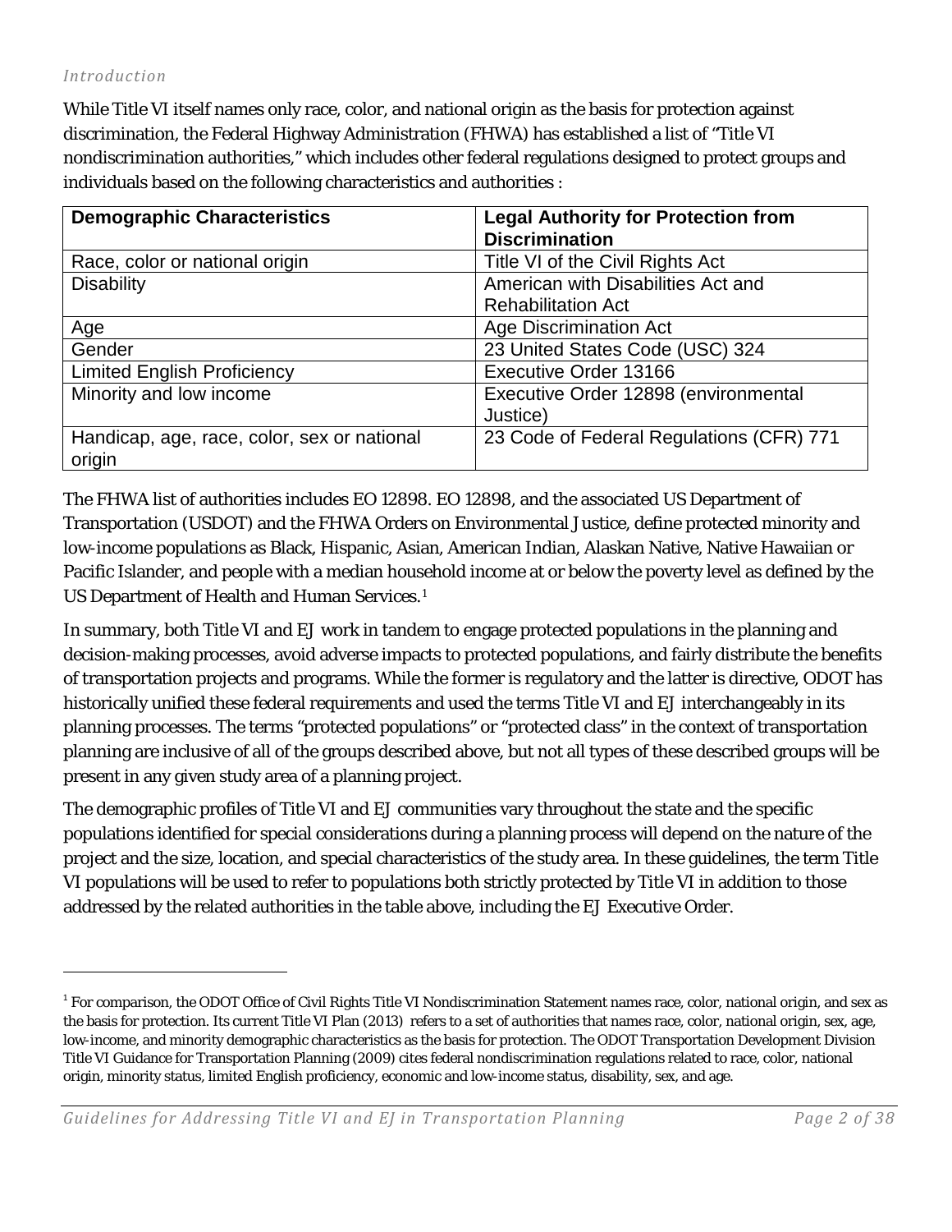*Introduction*

While Title VI itself names only race, color, and national origin as the basis for protection against discrimination, the Federal Highway Administration (FHWA) has established a list of "Title VI nondiscrimination authorities," which includes other federal regulations designed to protect groups and individuals based on the following characteristics and authorities :

| Demographic Characteristics | Legal Authority for Protection from Discrimination |
|---|---|
| Race, color or national origin | Title VI of the Civil Rights Act |
| Disability | American with Disabilities Act and Rehabilitation Act |
| Age | Age Discrimination Act |
| Gender | 23 United States Code (USC) 324 |
| Limited English Proficiency | Executive Order 13166 |
| Minority and low income | Executive Order 12898 (environmental Justice) |
| Handicap, age, race, color, sex or national origin | 23 Code of Federal Regulations (CFR) 771 |

The FHWA list of authorities includes EO 12898. EO 12898, and the associated US Department of Transportation (USDOT) and the FHWA Orders on Environmental Justice, define protected minority and low-income populations as Black, Hispanic, Asian, American Indian, Alaskan Native, Native Hawaiian or Pacific Islander, and people with a median household income at or below the poverty level as defined by the US Department of Health and Human Services.[1]

In summary, both Title VI and EJ work in tandem to engage protected populations in the planning and decision-making processes, avoid adverse impacts to protected populations, and fairly distribute the benefits of transportation projects and programs. While the former is regulatory and the latter is directive, ODOT has historically unified these federal requirements and used the terms Title VI and EJ interchangeably in its planning processes. The terms "protected populations" or "protected class" in the context of transportation planning are inclusive of all of the groups described above, but not all types of these described groups will be present in any given study area of a planning project.

The demographic profiles of Title VI and EJ communities vary throughout the state and the specific populations identified for special considerations during a planning process will depend on the nature of the project and the size, location, and special characteristics of the study area. In these guidelines, the term Title VI populations will be used to refer to populations both strictly protected by Title VI in addition to those addressed by the related authorities in the table above, including the EJ Executive Order.

[1] For comparison, the ODOT Office of Civil Rights Title VI Nondiscrimination Statement names race, color, national origin, and sex as the basis for protection. Its current Title VI Plan (2013) refers to a set of authorities that names race, color, national origin, sex, age, low-income, and minority demographic characteristics as the basis for protection. The ODOT Transportation Development Division Title VI Guidance for Transportation Planning (2009) cites federal nondiscrimination regulations related to race, color, national origin, minority status, limited English proficiency, economic and low-income status, disability, sex, and age.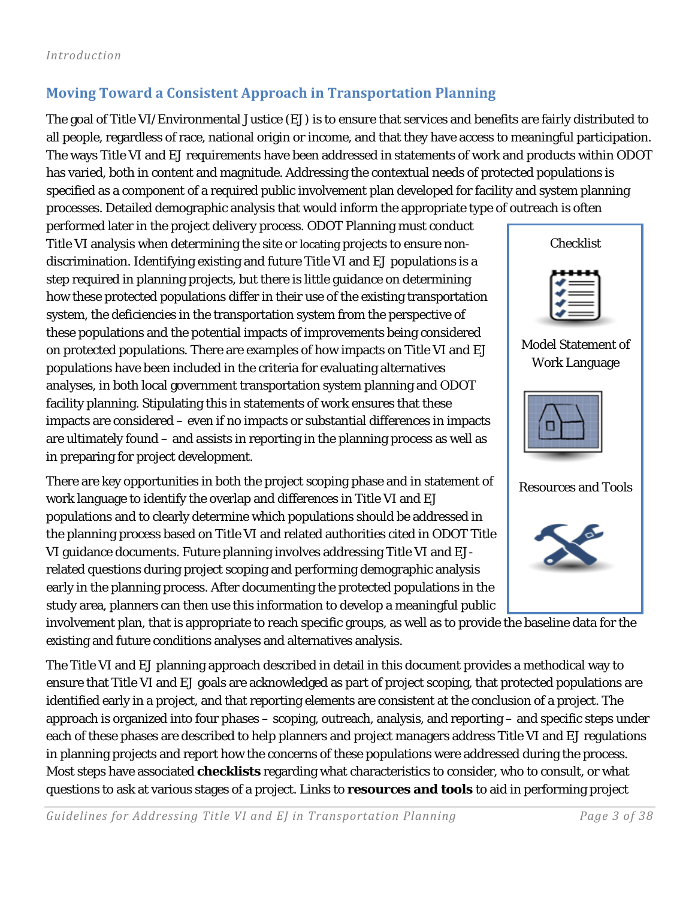## Moving Toward a Consistent Approach in Transportation Planning

The goal of Title VI/Environmental Justice (EJ) is to ensure that services and benefits are fairly distributed to all people, regardless of race, national origin or income, and that they have access to meaningful participation. The ways Title VI and EJ requirements have been addressed in statements of work and products within ODOT has varied, both in content and magnitude. Addressing the contextual needs of protected populations is specified as a component of a required public involvement plan developed for facility and system planning processes. Detailed demographic analysis that would inform the appropriate type of outreach is often performed later in the project delivery process. ODOT Planning must conduct Title VI analysis when determining the site or locating projects to ensure non-discrimination. Identifying existing and future Title VI and EJ populations is a step required in planning projects, but there is little guidance on determining how these protected populations differ in their use of the existing transportation system, the deficiencies in the transportation system from the perspective of these populations and the potential impacts of improvements being considered on protected populations. There are examples of how impacts on Title VI and EJ populations have been included in the criteria for evaluating alternatives analyses, in both local government transportation system planning and ODOT facility planning. Stipulating this in statements of work ensures that these impacts are considered – even if no impacts or substantial differences in impacts are ultimately found – and assists in reporting in the planning process as well as in preparing for project development.

There are key opportunities in both the project scoping phase and in statement of work language to identify the overlap and differences in Title VI and EJ populations and to clearly determine which populations should be addressed in the planning process based on Title VI and related authorities cited in ODOT Title VI guidance documents. Future planning involves addressing Title VI and EJ-related questions during project scoping and performing demographic analysis early in the planning process. After documenting the protected populations in the study area, planners can then use this information to develop a meaningful public involvement plan, that is appropriate to reach specific groups, as well as to provide the baseline data for the existing and future conditions analyses and alternatives analysis.

Checklist

Model Statement of Work Language

Resources and Tools

The Title VI and EJ planning approach described in detail in this document provides a methodical way to ensure that Title VI and EJ goals are acknowledged as part of project scoping, that protected populations are identified early in a project, and that reporting elements are consistent at the conclusion of a project. The approach is organized into four phases – scoping, outreach, analysis, and reporting – and specific steps under each of these phases are described to help planners and project managers address Title VI and EJ regulations in planning projects and report how the concerns of these populations were addressed during the process. Most steps have associated **checklists** regarding what characteristics to consider, who to consult, or what questions to ask at various stages of a project. Links to **resources and tools** to aid in performing project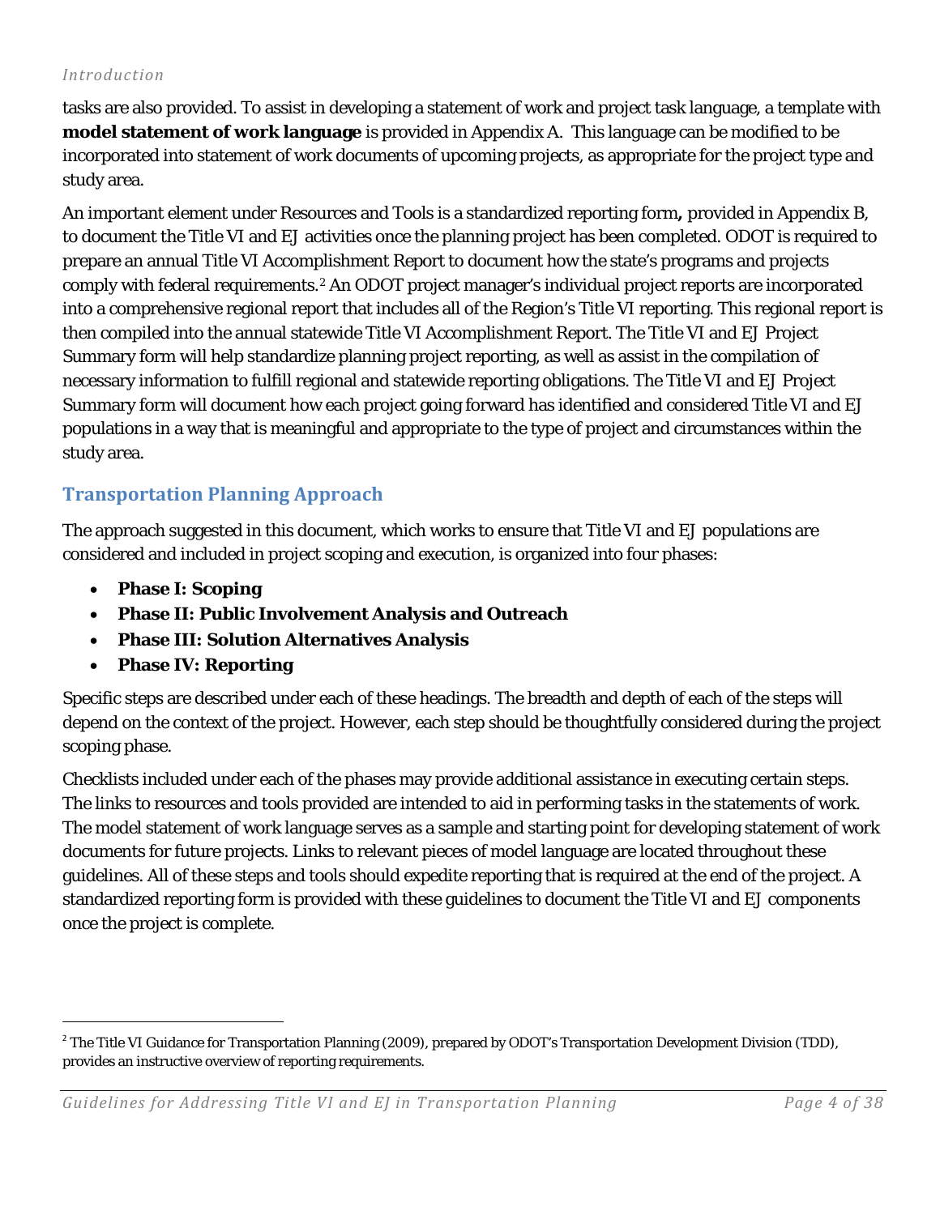tasks are also provided. To assist in developing a statement of work and project task language, a template with **model statement of work language** is provided in Appendix A. This language can be modified to be incorporated into statement of work documents of upcoming projects, as appropriate for the project type and study area.

An important element under Resources and Tools is a standardized reporting form**,** provided in Appendix B, to document the Title VI and EJ activities once the planning project has been completed. ODOT is required to prepare an annual Title VI Accomplishment Report to document how the state's programs and projects comply with federal requirements.[2] An ODOT project manager's individual project reports are incorporated into a comprehensive regional report that includes all of the Region's Title VI reporting. This regional report is then compiled into the annual statewide Title VI Accomplishment Report. The Title VI and EJ Project Summary form will help standardize planning project reporting, as well as assist in the compilation of necessary information to fulfill regional and statewide reporting obligations. The Title VI and EJ Project Summary form will document how each project going forward has identified and considered Title VI and EJ populations in a way that is meaningful and appropriate to the type of project and circumstances within the study area.

## Transportation Planning Approach

The approach suggested in this document, which works to ensure that Title VI and EJ populations are considered and included in project scoping and execution, is organized into four phases:

- **Phase I: Scoping**
- **Phase II: Public Involvement Analysis and Outreach**
- **Phase III: Solution Alternatives Analysis**
- **Phase IV: Reporting**

Specific steps are described under each of these headings. The breadth and depth of each of the steps will depend on the context of the project. However, each step should be thoughtfully considered during the project scoping phase.

Checklists included under each of the phases may provide additional assistance in executing certain steps. The links to resources and tools provided are intended to aid in performing tasks in the statements of work. The model statement of work language serves as a sample and starting point for developing statement of work documents for future projects. Links to relevant pieces of model language are located throughout these guidelines. All of these steps and tools should expedite reporting that is required at the end of the project. A standardized reporting form is provided with these guidelines to document the Title VI and EJ components once the project is complete.

---

[2] The Title VI Guidance for Transportation Planning (2009), prepared by ODOT's Transportation Development Division (TDD), provides an instructive overview of reporting requirements.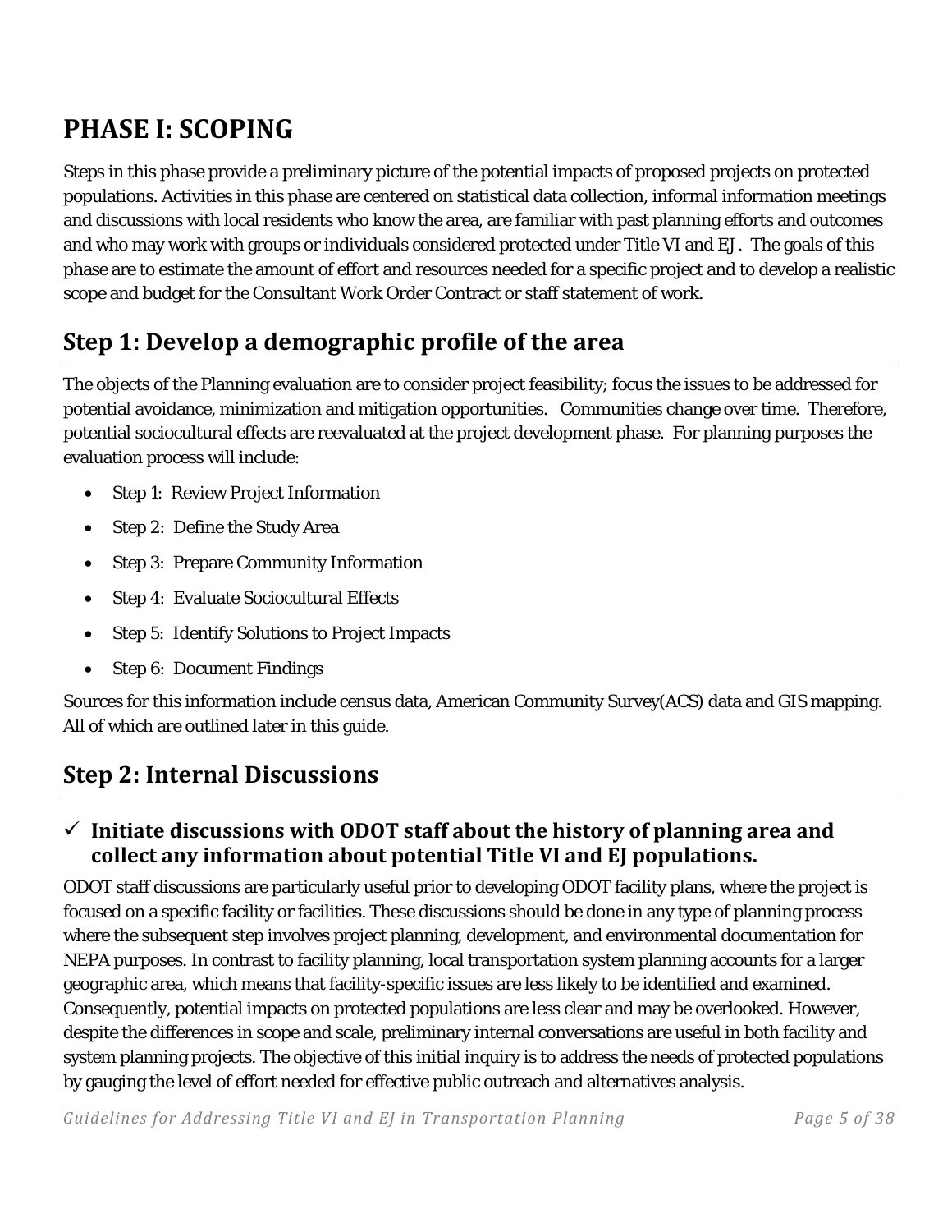# PHASE I: SCOPING

Steps in this phase provide a preliminary picture of the potential impacts of proposed projects on protected populations. Activities in this phase are centered on statistical data collection, informal information meetings and discussions with local residents who know the area, are familiar with past planning efforts and outcomes and who may work with groups or individuals considered protected under Title VI and EJ. The goals of this phase are to estimate the amount of effort and resources needed for a specific project and to develop a realistic scope and budget for the Consultant Work Order Contract or staff statement of work.

## Step 1: Develop a demographic profile of the area

The objects of the Planning evaluation are to consider project feasibility; focus the issues to be addressed for potential avoidance, minimization and mitigation opportunities. Communities change over time. Therefore, potential sociocultural effects are reevaluated at the project development phase. For planning purposes the evaluation process will include:

- Step 1: Review Project Information
- Step 2: Define the Study Area
- Step 3: Prepare Community Information
- Step 4: Evaluate Sociocultural Effects
- Step 5: Identify Solutions to Project Impacts
- Step 6: Document Findings

Sources for this information include census data, American Community Survey(ACS) data and GIS mapping. All of which are outlined later in this guide.

## Step 2: Internal Discussions

### ✓ Initiate discussions with ODOT staff about the history of planning area and collect any information about potential Title VI and EJ populations.

ODOT staff discussions are particularly useful prior to developing ODOT facility plans, where the project is focused on a specific facility or facilities. These discussions should be done in any type of planning process where the subsequent step involves project planning, development, and environmental documentation for NEPA purposes. In contrast to facility planning, local transportation system planning accounts for a larger geographic area, which means that facility-specific issues are less likely to be identified and examined. Consequently, potential impacts on protected populations are less clear and may be overlooked. However, despite the differences in scope and scale, preliminary internal conversations are useful in both facility and system planning projects. The objective of this initial inquiry is to address the needs of protected populations by gauging the level of effort needed for effective public outreach and alternatives analysis.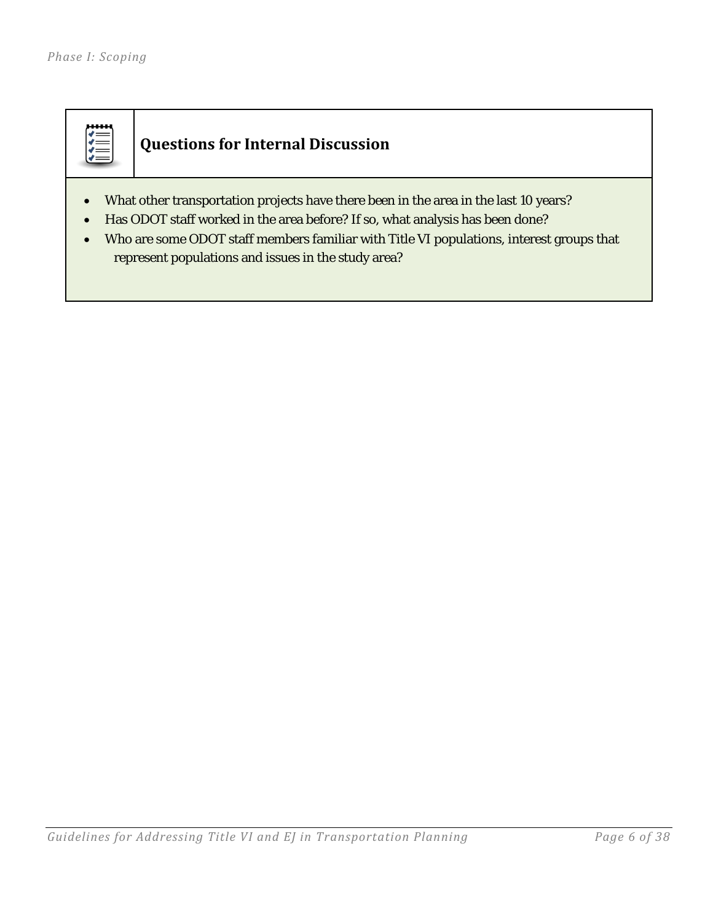### Questions for Internal Discussion

- What other transportation projects have there been in the area in the last 10 years?
- Has ODOT staff worked in the area before? If so, what analysis has been done?
- Who are some ODOT staff members familiar with Title VI populations, interest groups that represent populations and issues in the study area?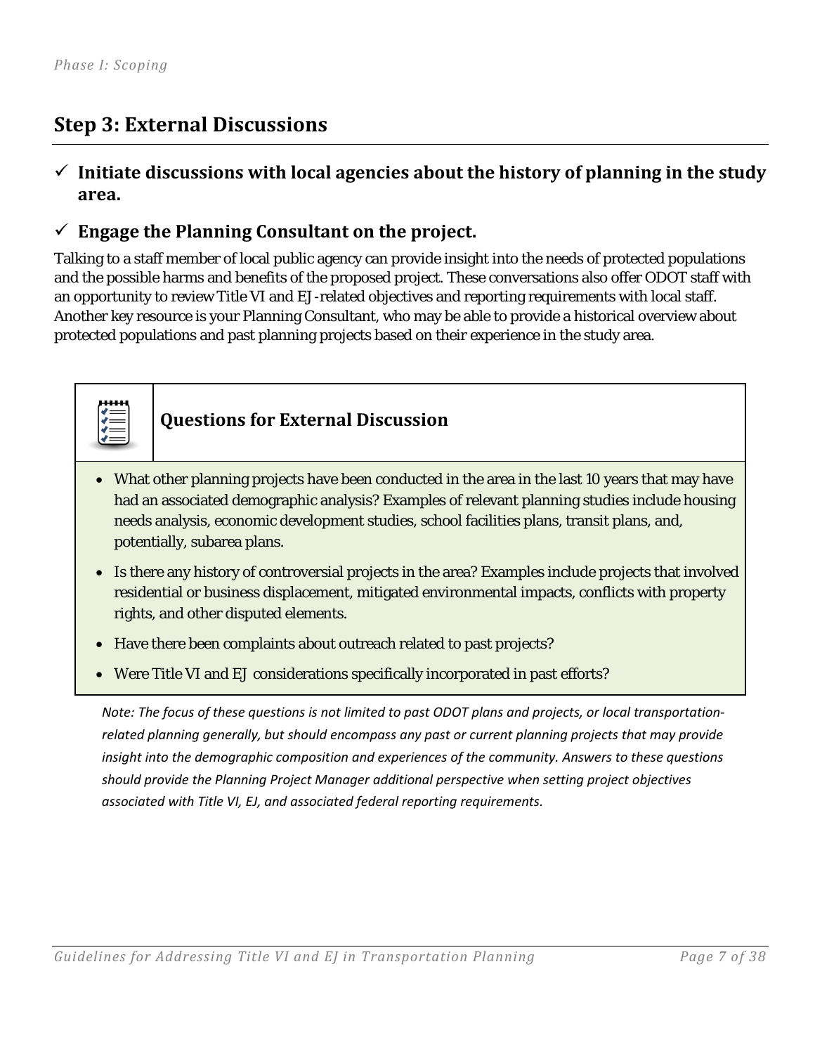## Step 3: External Discussions

- ✓ **Initiate discussions with local agencies about the history of planning in the study area.**

- ✓ **Engage the Planning Consultant on the project.**

Talking to a staff member of local public agency can provide insight into the needs of protected populations and the possible harms and benefits of the proposed project. These conversations also offer ODOT staff with an opportunity to review Title VI and EJ-related objectives and reporting requirements with local staff. Another key resource is your Planning Consultant, who may be able to provide a historical overview about protected populations and past planning projects based on their experience in the study area.

### Questions for External Discussion

- What other planning projects have been conducted in the area in the last 10 years that may have had an associated demographic analysis? Examples of relevant planning studies include housing needs analysis, economic development studies, school facilities plans, transit plans, and, potentially, subarea plans.
- Is there any history of controversial projects in the area? Examples include projects that involved residential or business displacement, mitigated environmental impacts, conflicts with property rights, and other disputed elements.
- Have there been complaints about outreach related to past projects?
- Were Title VI and EJ considerations specifically incorporated in past efforts?

*Note: The focus of these questions is not limited to past ODOT plans and projects, or local transportation-related planning generally, but should encompass any past or current planning projects that may provide insight into the demographic composition and experiences of the community. Answers to these questions should provide the Planning Project Manager additional perspective when setting project objectives associated with Title VI, EJ, and associated federal reporting requirements.*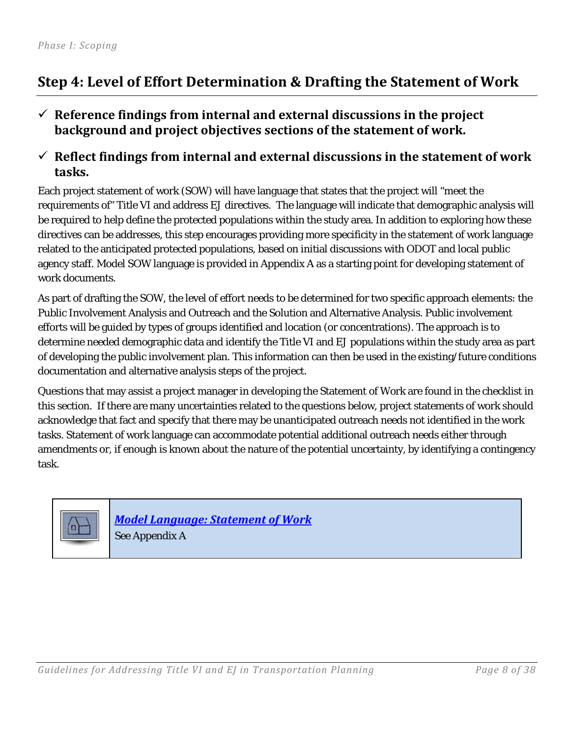## Step 4: Level of Effort Determination & Drafting the Statement of Work

- ✓ **Reference findings from internal and external discussions in the project background and project objectives sections of the statement of work.**
- ✓ **Reflect findings from internal and external discussions in the statement of work tasks.**

Each project statement of work (SOW) will have language that states that the project will "meet the requirements of" Title VI and address EJ directives. The language will indicate that demographic analysis will be required to help define the protected populations within the study area. In addition to exploring how these directives can be addresses, this step encourages providing more specificity in the statement of work language related to the anticipated protected populations, based on initial discussions with ODOT and local public agency staff. Model SOW language is provided in Appendix A as a starting point for developing statement of work documents.

As part of drafting the SOW, the level of effort needs to be determined for two specific approach elements: the Public Involvement Analysis and Outreach and the Solution and Alternative Analysis. Public involvement efforts will be guided by types of groups identified and location (or concentrations). The approach is to determine needed demographic data and identify the Title VI and EJ populations within the study area as part of developing the public involvement plan. This information can then be used in the existing/future conditions documentation and alternative analysis steps of the project.

Questions that may assist a project manager in developing the Statement of Work are found in the checklist in this section. If there are many uncertainties related to the questions below, project statements of work should acknowledge that fact and specify that there may be unanticipated outreach needs not identified in the work tasks. Statement of work language can accommodate potential additional outreach needs either through amendments or, if enough is known about the nature of the potential uncertainty, by identifying a contingency task.

***Model Language: Statement of Work***
See Appendix A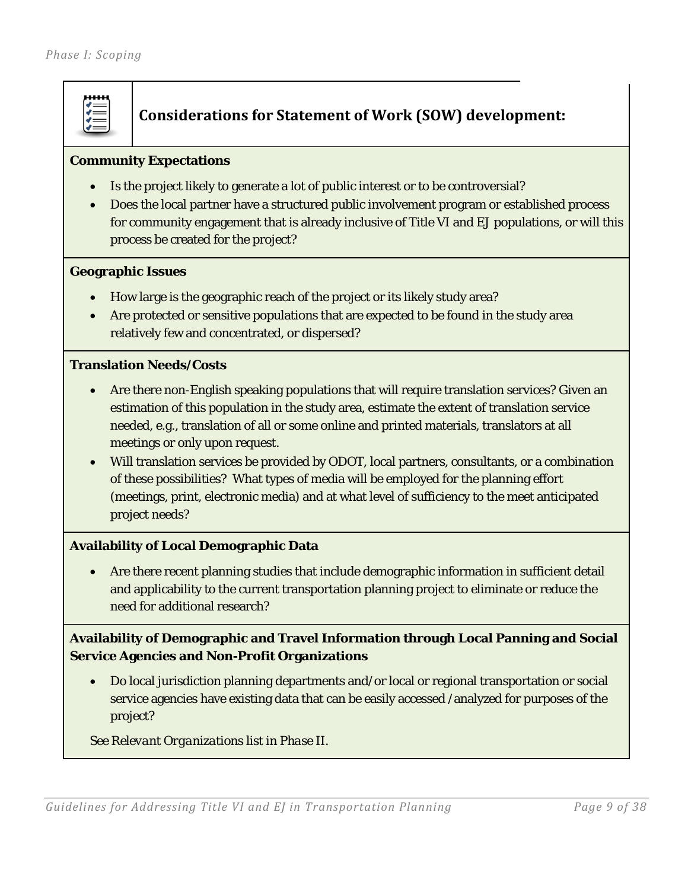## Considerations for Statement of Work (SOW) development:

**Community Expectations**

- Is the project likely to generate a lot of public interest or to be controversial?
- Does the local partner have a structured public involvement program or established process for community engagement that is already inclusive of Title VI and EJ populations, or will this process be created for the project?

**Geographic Issues**

- How large is the geographic reach of the project or its likely study area?
- Are protected or sensitive populations that are expected to be found in the study area relatively few and concentrated, or dispersed?

**Translation Needs/Costs**

- Are there non-English speaking populations that will require translation services? Given an estimation of this population in the study area, estimate the extent of translation service needed, e.g., translation of all or some online and printed materials, translators at all meetings or only upon request.
- Will translation services be provided by ODOT, local partners, consultants, or a combination of these possibilities? What types of media will be employed for the planning effort (meetings, print, electronic media) and at what level of sufficiency to the meet anticipated project needs?

**Availability of Local Demographic Data**

- Are there recent planning studies that include demographic information in sufficient detail and applicability to the current transportation planning project to eliminate or reduce the need for additional research?

**Availability of Demographic and Travel Information through Local Panning and Social Service Agencies and Non-Profit Organizations**

- Do local jurisdiction planning departments and/or local or regional transportation or social service agencies have existing data that can be easily accessed /analyzed for purposes of the project?

See *Relevant Organizations* list in *Phase II*.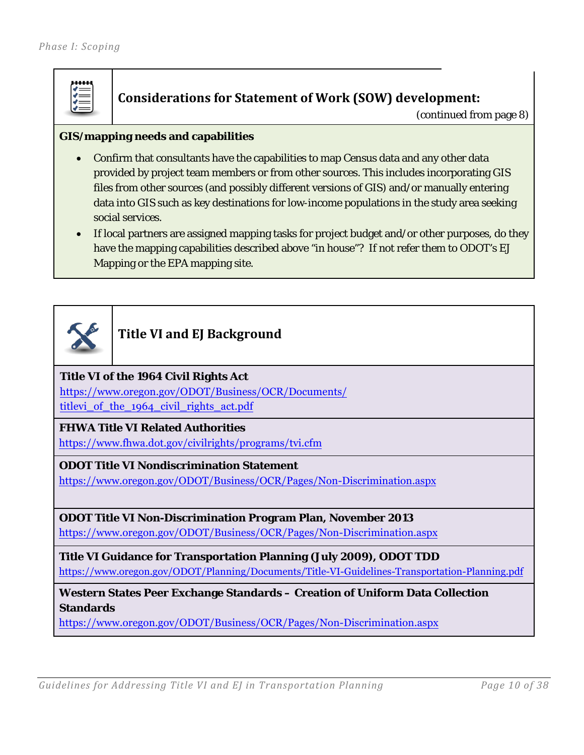## Considerations for Statement of Work (SOW) development:

(continued from page 8)

**GIS/mapping needs and capabilities**

- Confirm that consultants have the capabilities to map Census data and any other data provided by project team members or from other sources. This includes incorporating GIS files from other sources (and possibly different versions of GIS) and/or manually entering data into GIS such as key destinations for low-income populations in the study area seeking social services.
- If local partners are assigned mapping tasks for project budget and/or other purposes, do they have the mapping capabilities described above "in house"? If not refer them to ODOT's EJ Mapping or the EPA mapping site.

## Title VI and EJ Background

**Title VI of the 1964 Civil Rights Act**
https://www.oregon.gov/ODOT/Business/OCR/Documents/titlevi_of_the_1964_civil_rights_act.pdf

**FHWA Title VI Related Authorities**
https://www.fhwa.dot.gov/civilrights/programs/tvi.cfm

**ODOT Title VI Nondiscrimination Statement**
https://www.oregon.gov/ODOT/Business/OCR/Pages/Non-Discrimination.aspx

**ODOT Title VI Non-Discrimination Program Plan, November 2013**
https://www.oregon.gov/ODOT/Business/OCR/Pages/Non-Discrimination.aspx

**Title VI Guidance for Transportation Planning (July 2009), ODOT TDD**
https://www.oregon.gov/ODOT/Planning/Documents/Title-VI-Guidelines-Transportation-Planning.pdf

**Western States Peer Exchange Standards – Creation of Uniform Data Collection Standards**
https://www.oregon.gov/ODOT/Business/OCR/Pages/Non-Discrimination.aspx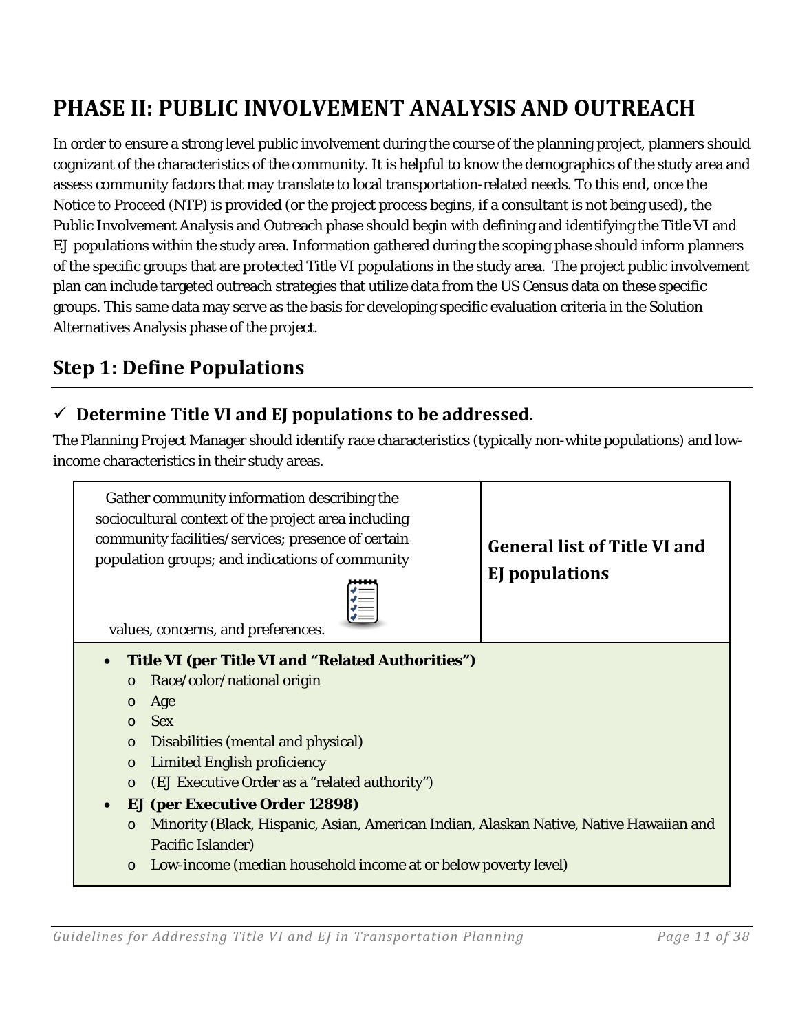# PHASE II: PUBLIC INVOLVEMENT ANALYSIS AND OUTREACH

In order to ensure a strong level public involvement during the course of the planning project, planners should cognizant of the characteristics of the community. It is helpful to know the demographics of the study area and assess community factors that may translate to local transportation-related needs. To this end, once the Notice to Proceed (NTP) is provided (or the project process begins, if a consultant is not being used), the Public Involvement Analysis and Outreach phase should begin with defining and identifying the Title VI and EJ populations within the study area. Information gathered during the scoping phase should inform planners of the specific groups that are protected Title VI populations in the study area. The project public involvement plan can include targeted outreach strategies that utilize data from the US Census data on these specific groups. This same data may serve as the basis for developing specific evaluation criteria in the Solution Alternatives Analysis phase of the project.

## Step 1: Define Populations

### ✓ Determine Title VI and EJ populations to be addressed.

The Planning Project Manager should identify race characteristics (typically non-white populations) and low-income characteristics in their study areas.

| Gather community information describing the sociocultural context of the project area including community facilities/services; presence of certain population groups; and indications of community values, concerns, and preferences. | **General list of Title VI and EJ populations** |
|---|---|

- **Title VI (per Title VI and "Related Authorities")**
  - Race/color/national origin
  - Age
  - Sex
  - Disabilities (mental and physical)
  - Limited English proficiency
  - (EJ Executive Order as a "related authority")
- **EJ (per Executive Order 12898)**
  - Minority (Black, Hispanic, Asian, American Indian, Alaskan Native, Native Hawaiian and Pacific Islander)
  - Low-income (median household income at or below poverty level)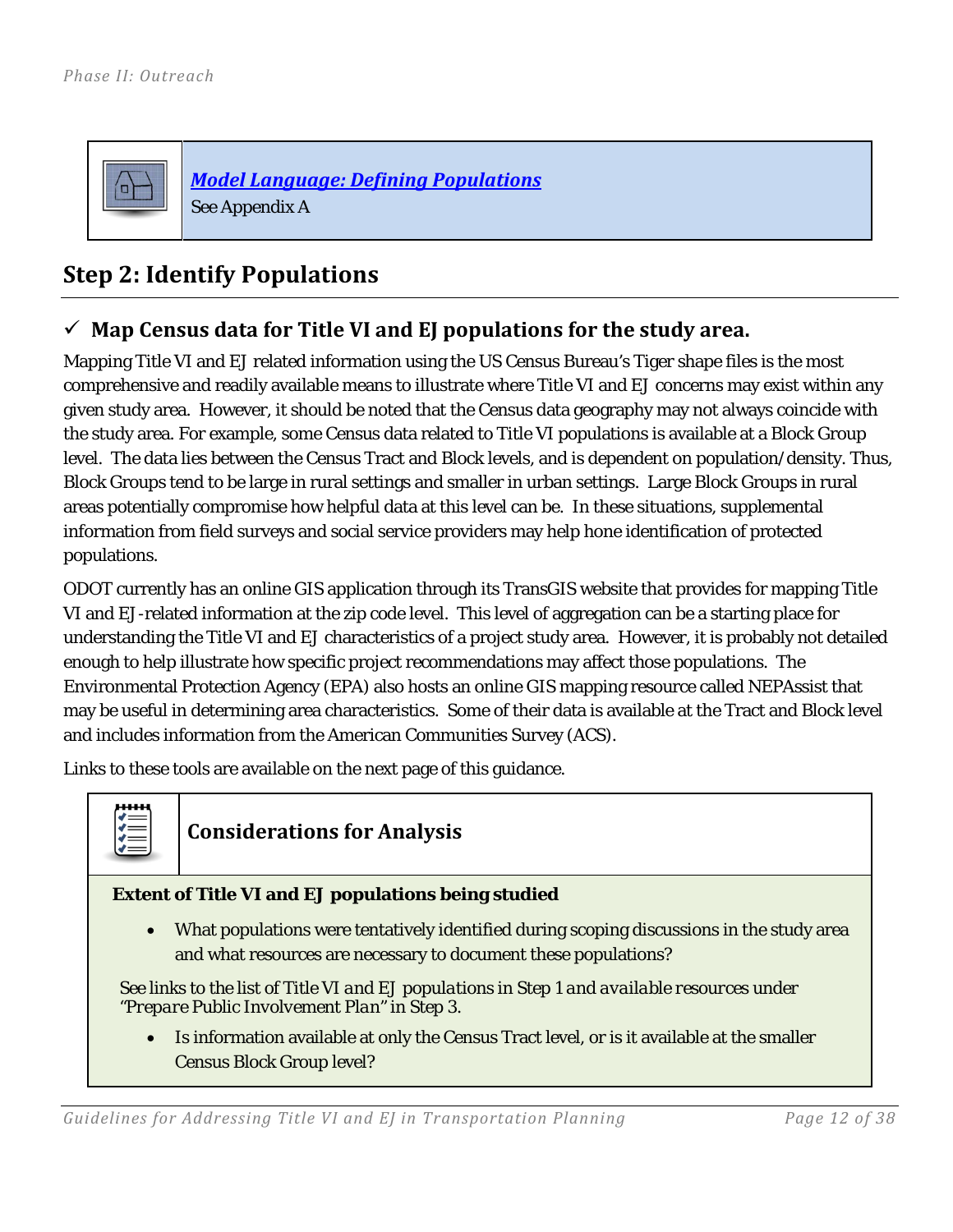***Model Language: Defining Populations***
See Appendix A

## Step 2: Identify Populations

### ✓ Map Census data for Title VI and EJ populations for the study area.

Mapping Title VI and EJ related information using the US Census Bureau's Tiger shape files is the most comprehensive and readily available means to illustrate where Title VI and EJ concerns may exist within any given study area. However, it should be noted that the Census data geography may not always coincide with the study area. For example, some Census data related to Title VI populations is available at a Block Group level. The data lies between the Census Tract and Block levels, and is dependent on population/density. Thus, Block Groups tend to be large in rural settings and smaller in urban settings. Large Block Groups in rural areas potentially compromise how helpful data at this level can be. In these situations, supplemental information from field surveys and social service providers may help hone identification of protected populations.

ODOT currently has an online GIS application through its TransGIS website that provides for mapping Title VI and EJ-related information at the zip code level. This level of aggregation can be a starting place for understanding the Title VI and EJ characteristics of a project study area. However, it is probably not detailed enough to help illustrate how specific project recommendations may affect those populations. The Environmental Protection Agency (EPA) also hosts an online GIS mapping resource called NEPAssist that may be useful in determining area characteristics. Some of their data is available at the Tract and Block level and includes information from the American Communities Survey (ACS).

Links to these tools are available on the next page of this guidance.

**Considerations for Analysis**

**Extent of Title VI and EJ populations being studied**

- What populations were tentatively identified during scoping discussions in the study area and what resources are necessary to document these populations?

See links to the list of Title VI *and EJ populations* in Step 1 *and available resources under "Prepare Public Involvement Plan"* in Step 3.

- Is information available at only the Census Tract level, or is it available at the smaller Census Block Group level?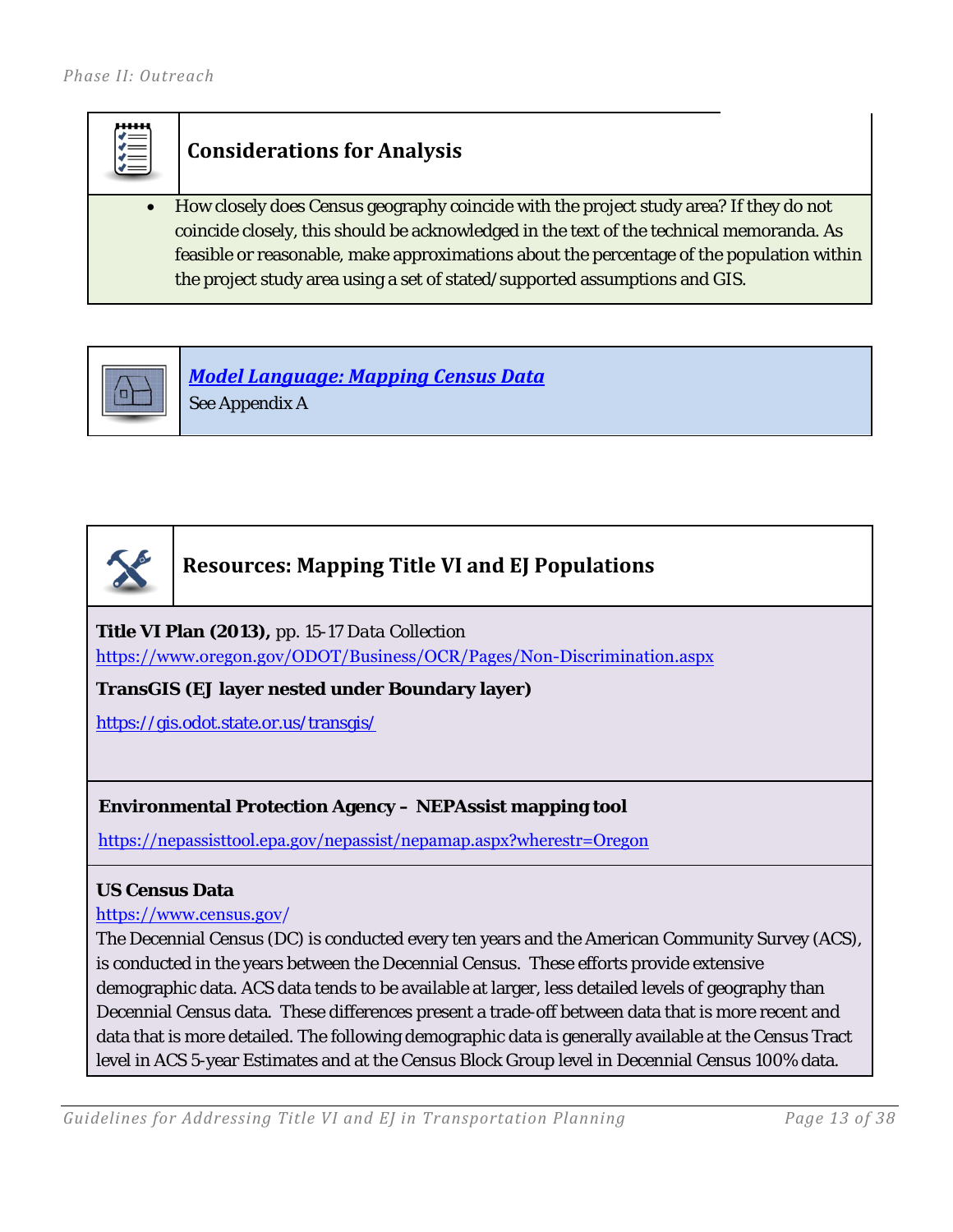### Considerations for Analysis

- How closely does Census geography coincide with the project study area? If they do not coincide closely, this should be acknowledged in the text of the technical memoranda. As feasible or reasonable, make approximations about the percentage of the population within the project study area using a set of stated/supported assumptions and GIS.

### *Model Language: Mapping Census Data*

See Appendix A

### Resources: Mapping Title VI and EJ Populations

**Title VI Plan (2013),** pp. 15-17 Data Collection
https://www.oregon.gov/ODOT/Business/OCR/Pages/Non-Discrimination.aspx

**TransGIS (EJ layer nested under Boundary layer)**

https://gis.odot.state.or.us/transgis/

**Environmental Protection Agency – NEPAssist mapping tool**

https://nepassisttool.epa.gov/nepassist/nepamap.aspx?wherestr=Oregon

**US Census Data**
https://www.census.gov/
The Decennial Census (DC) is conducted every ten years and the American Community Survey (ACS), is conducted in the years between the Decennial Census. These efforts provide extensive demographic data. ACS data tends to be available at larger, less detailed levels of geography than Decennial Census data. These differences present a trade-off between data that is more recent and data that is more detailed. The following demographic data is generally available at the Census Tract level in ACS 5-year Estimates and at the Census Block Group level in Decennial Census 100% data.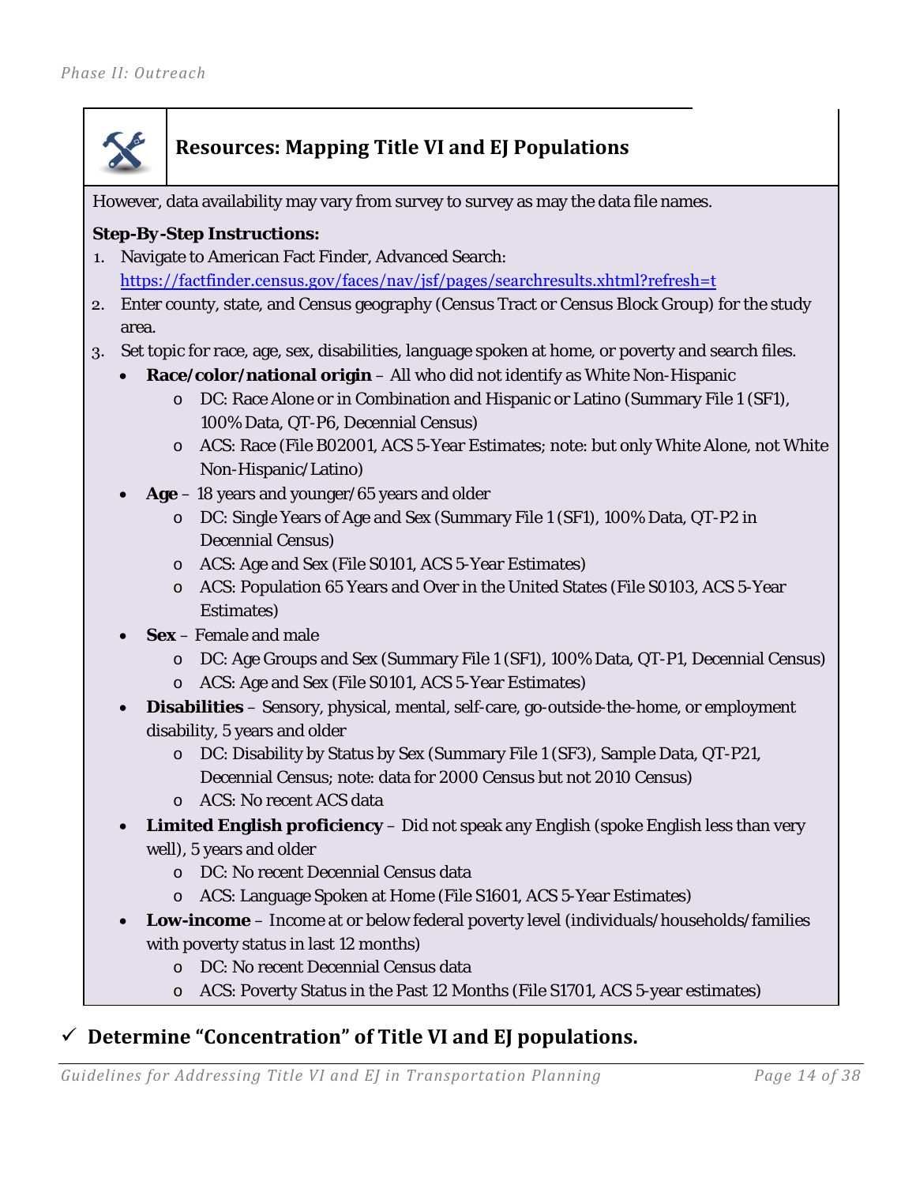### Resources: Mapping Title VI and EJ Populations

However, data availability may vary from survey to survey as may the data file names.

**Step-By-Step Instructions:**

1. Navigate to American Fact Finder, Advanced Search: https://factfinder.census.gov/faces/nav/jsf/pages/searchresults.xhtml?refresh=t
2. Enter county, state, and Census geography (Census Tract or Census Block Group) for the study area.
3. Set topic for race, age, sex, disabilities, language spoken at home, or poverty and search files.
    - **Race/color/national origin** – All who did not identify as White Non-Hispanic
        - DC: Race Alone or in Combination and Hispanic or Latino (Summary File 1 (SF1), 100% Data, QT-P6, Decennial Census)
        - ACS: Race (File B02001, ACS 5-Year Estimates; note: but only White Alone, not White Non-Hispanic/Latino)
    - **Age** – 18 years and younger/65 years and older
        - DC: Single Years of Age and Sex (Summary File 1 (SF1), 100% Data, QT-P2 in Decennial Census)
        - ACS: Age and Sex (File S0101, ACS 5-Year Estimates)
        - ACS: Population 65 Years and Over in the United States (File S0103, ACS 5-Year Estimates)
    - **Sex** – Female and male
        - DC: Age Groups and Sex (Summary File 1 (SF1), 100% Data, QT-P1, Decennial Census)
        - ACS: Age and Sex (File S0101, ACS 5-Year Estimates)
    - **Disabilities** – Sensory, physical, mental, self-care, go-outside-the-home, or employment disability, 5 years and older
        - DC: Disability by Status by Sex (Summary File 1 (SF3), Sample Data, QT-P21, Decennial Census; note: data for 2000 Census but not 2010 Census)
        - ACS: No recent ACS data
    - **Limited English proficiency** – Did not speak any English (spoke English less than very well), 5 years and older
        - DC: No recent Decennial Census data
        - ACS: Language Spoken at Home (File S1601, ACS 5-Year Estimates)
    - **Low-income** – Income at or below federal poverty level (individuals/households/families with poverty status in last 12 months)
        - DC: No recent Decennial Census data
        - ACS: Poverty Status in the Past 12 Months (File S1701, ACS 5-year estimates)

### ✓ Determine "Concentration" of Title VI and EJ populations.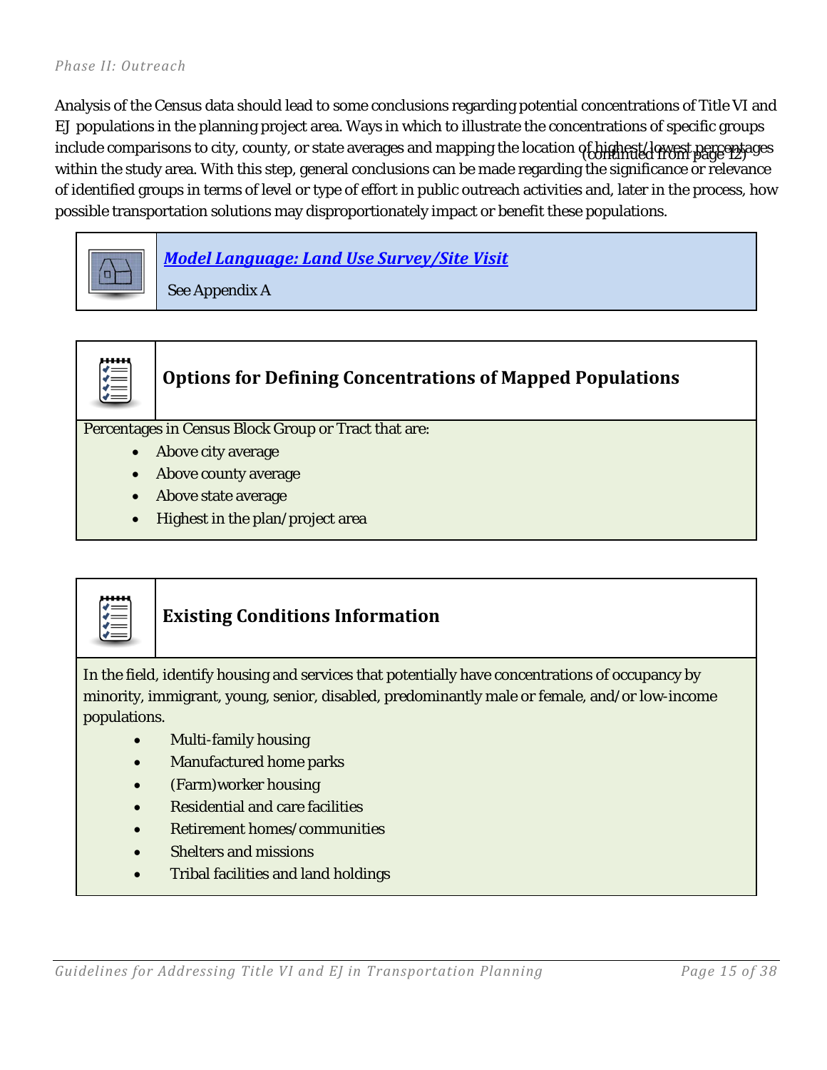*Phase II: Outreach*

Analysis of the Census data should lead to some conclusions regarding potential concentrations of Title VI and EJ populations in the planning project area. Ways in which to illustrate the concentrations of specific groups include comparisons to city, county, or state averages and mapping the location of highest/lowest percentages within the study area. With this step, general conclusions can be made regarding the significance or relevance of identified groups in terms of level or type of effort in public outreach activities and, later in the process, how possible transportation solutions may disproportionately impact or benefit these populations.

(continued from page 12)

***Model Language: Land Use Survey/Site Visit***

See Appendix A

### Options for Defining Concentrations of Mapped Populations

Percentages in Census Block Group or Tract that are:

- Above city average
- Above county average
- Above state average
- Highest in the plan/project area

### Existing Conditions Information

In the field, identify housing and services that potentially have concentrations of occupancy by minority, immigrant, young, senior, disabled, predominantly male or female, and/or low-income populations.

- Multi-family housing
- Manufactured home parks
- (Farm)worker housing
- Residential and care facilities
- Retirement homes/communities
- Shelters and missions
- Tribal facilities and land holdings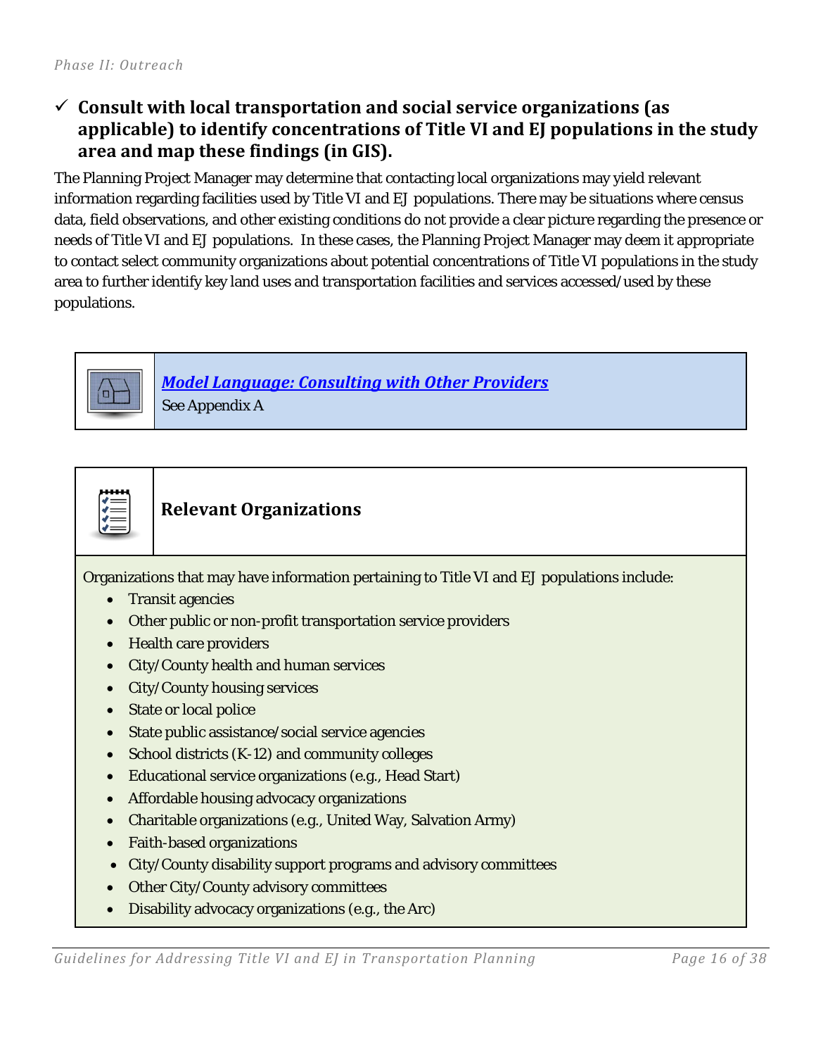## ✓ Consult with local transportation and social service organizations (as applicable) to identify concentrations of Title VI and EJ populations in the study area and map these findings (in GIS).

The Planning Project Manager may determine that contacting local organizations may yield relevant information regarding facilities used by Title VI and EJ populations. There may be situations where census data, field observations, and other existing conditions do not provide a clear picture regarding the presence or needs of Title VI and EJ populations. In these cases, the Planning Project Manager may deem it appropriate to contact select community organizations about potential concentrations of Title VI populations in the study area to further identify key land uses and transportation facilities and services accessed/used by these populations.

***Model Language: Consulting with Other Providers***
See Appendix A

**Relevant Organizations**

Organizations that may have information pertaining to Title VI and EJ populations include:

- Transit agencies
- Other public or non-profit transportation service providers
- Health care providers
- City/County health and human services
- City/County housing services
- State or local police
- State public assistance/social service agencies
- School districts (K-12) and community colleges
- Educational service organizations (e.g., Head Start)
- Affordable housing advocacy organizations
- Charitable organizations (e.g., United Way, Salvation Army)
- Faith-based organizations
- City/County disability support programs and advisory committees
- Other City/County advisory committees
- Disability advocacy organizations (e.g., the Arc)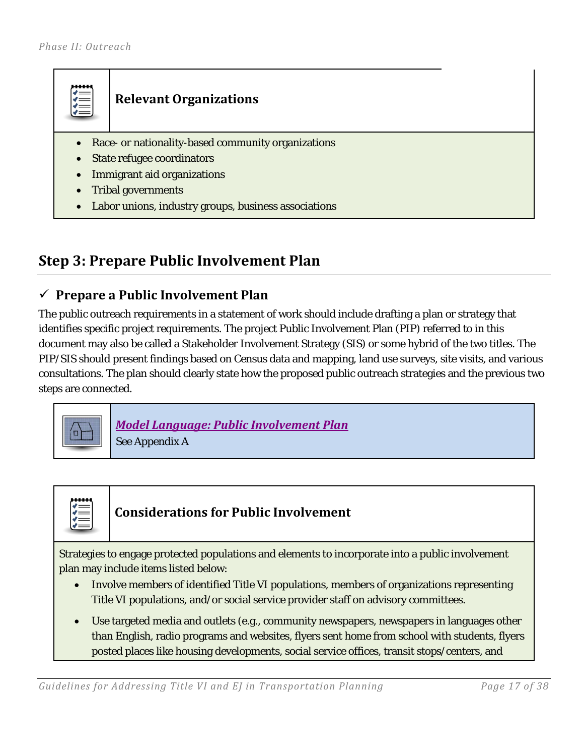**Relevant Organizations**

- Race- or nationality-based community organizations
- State refugee coordinators
- Immigrant aid organizations
- Tribal governments
- Labor unions, industry groups, business associations

## Step 3: Prepare Public Involvement Plan

### ✓ Prepare a Public Involvement Plan

The public outreach requirements in a statement of work should include drafting a plan or strategy that identifies specific project requirements. The project Public Involvement Plan (PIP) referred to in this document may also be called a Stakeholder Involvement Strategy (SIS) or some hybrid of the two titles. The PIP/SIS should present findings based on Census data and mapping, land use surveys, site visits, and various consultations. The plan should clearly state how the proposed public outreach strategies and the previous two steps are connected.

***Model Language: Public Involvement Plan***
See Appendix A

**Considerations for Public Involvement**

Strategies to engage protected populations and elements to incorporate into a public involvement plan may include items listed below:

- Involve members of identified Title VI populations, members of organizations representing Title VI populations, and/or social service provider staff on advisory committees.
- Use targeted media and outlets (e.g., community newspapers, newspapers in languages other than English, radio programs and websites, flyers sent home from school with students, flyers posted places like housing developments, social service offices, transit stops/centers, and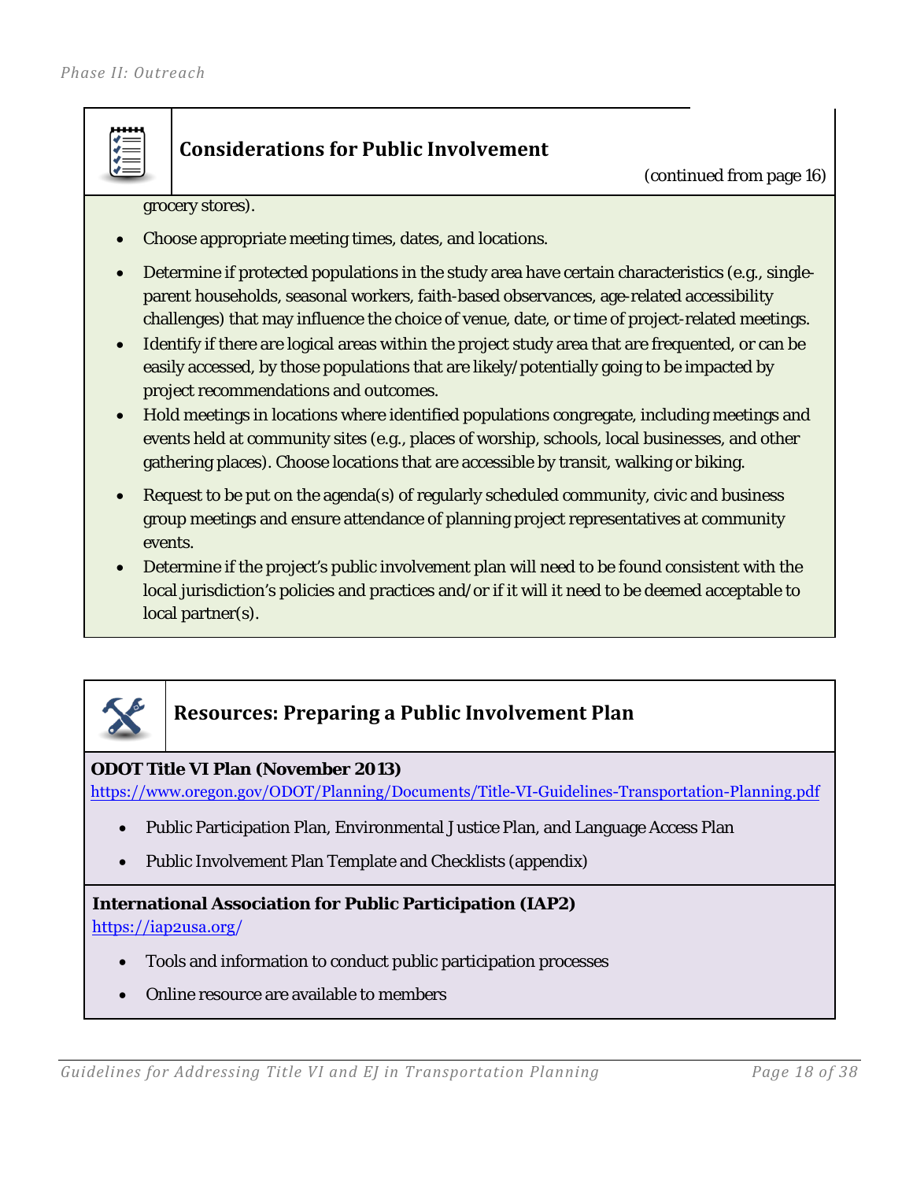### Considerations for Public Involvement

(continued from page 16)

grocery stores).

- Choose appropriate meeting times, dates, and locations.
- Determine if protected populations in the study area have certain characteristics (e.g., single-parent households, seasonal workers, faith-based observances, age-related accessibility challenges) that may influence the choice of venue, date, or time of project-related meetings.
- Identify if there are logical areas within the project study area that are frequented, or can be easily accessed, by those populations that are likely/potentially going to be impacted by project recommendations and outcomes.
- Hold meetings in locations where identified populations congregate, including meetings and events held at community sites (e.g., places of worship, schools, local businesses, and other gathering places). Choose locations that are accessible by transit, walking or biking.
- Request to be put on the agenda(s) of regularly scheduled community, civic and business group meetings and ensure attendance of planning project representatives at community events.
- Determine if the project's public involvement plan will need to be found consistent with the local jurisdiction's policies and practices and/or if it will it need to be deemed acceptable to local partner(s).

### Resources: Preparing a Public Involvement Plan

**ODOT Title VI Plan (November 2013)**
https://www.oregon.gov/ODOT/Planning/Documents/Title-VI-Guidelines-Transportation-Planning.pdf

- Public Participation Plan, Environmental Justice Plan, and Language Access Plan
- Public Involvement Plan Template and Checklists (appendix)

**International Association for Public Participation (IAP2)**
https://iap2usa.org/

- Tools and information to conduct public participation processes
- Online resource are available to members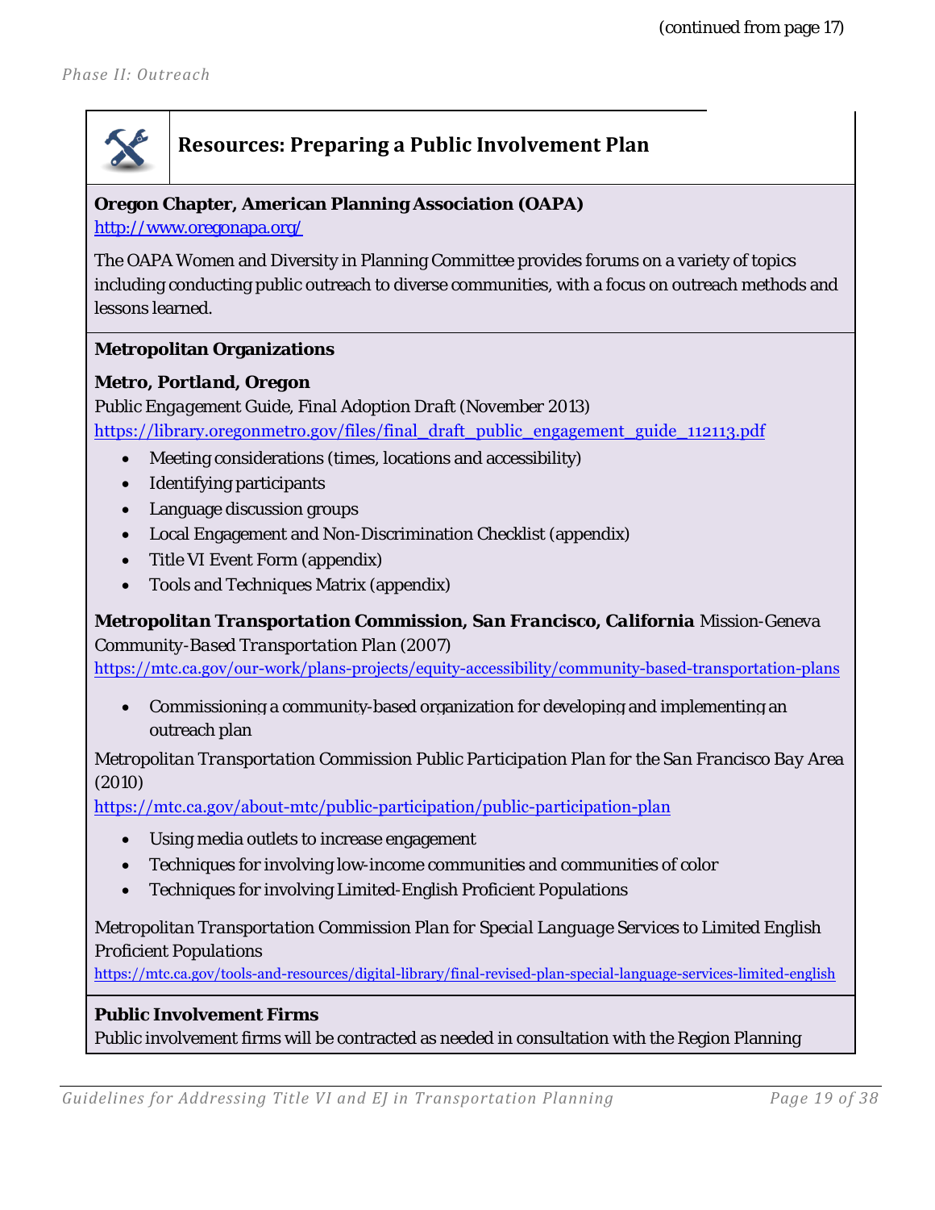(continued from page 17)

*Phase II: Outreach*

## Resources: Preparing a Public Involvement Plan

**Oregon Chapter, American Planning Association (OAPA)**
http://www.oregonapa.org/

The OAPA Women and Diversity in Planning Committee provides forums on a variety of topics including conducting public outreach to diverse communities, with a focus on outreach methods and lessons learned.

**Metropolitan Organizations**

***Metro, Portland, Oregon***
Public Engagement Guide, Final Adoption Draft (November 2013)
https://library.oregonmetro.gov/files/final_draft_public_engagement_guide_112113.pdf

- Meeting considerations (times, locations and accessibility)
- Identifying participants
- Language discussion groups
- Local Engagement and Non-Discrimination Checklist (appendix)
- Title VI Event Form (appendix)
- Tools and Techniques Matrix (appendix)

***Metropolitan Transportation Commission, San Francisco, California*** Mission-Geneva Community-Based *Transportation Plan* (2007)
https://mtc.ca.gov/our-work/plans-projects/equity-accessibility/community-based-transportation-plans

- Commissioning a community-based organization for developing and implementing an outreach plan

Metropolitan Transportation Commission Public *Participation Plan* for the San Francisco Bay Area (2010)
https://mtc.ca.gov/about-mtc/public-participation/public-participation-plan

- Using media outlets to increase engagement
- Techniques for involving low-income communities and communities of color
- Techniques for involving Limited-English Proficient Populations

Metropolitan Transportation Commission *Plan* for Special Language Services to Limited English Proficient Populations
https://mtc.ca.gov/tools-and-resources/digital-library/final-revised-plan-special-language-services-limited-english

**Public Involvement Firms**
Public involvement firms will be contracted as needed in consultation with the Region Planning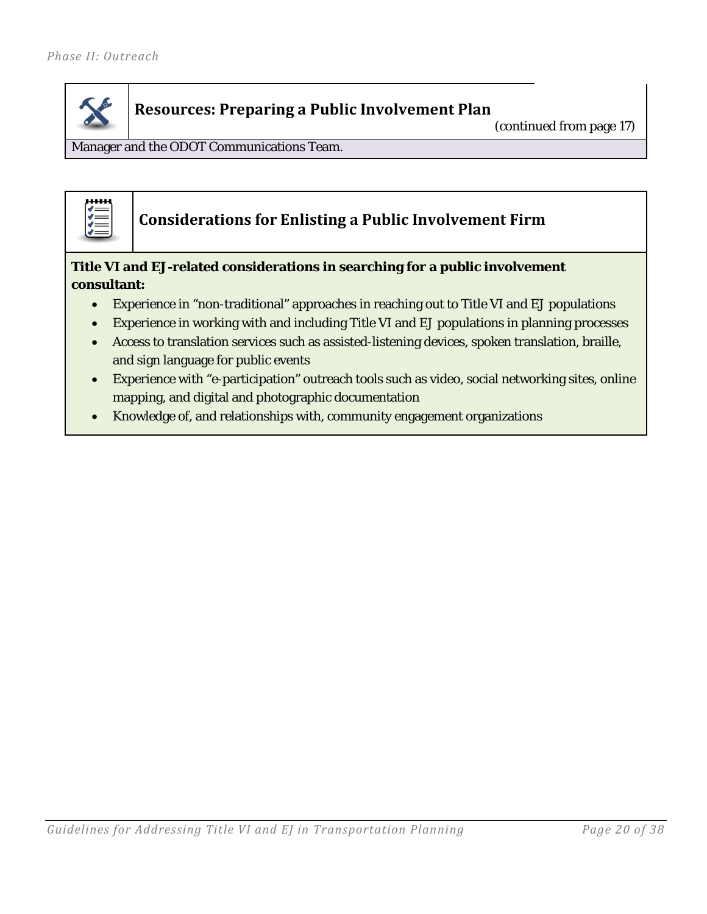### Resources: Preparing a Public Involvement Plan

(continued from page 17)

Manager and the ODOT Communications Team.

### Considerations for Enlisting a Public Involvement Firm

**Title VI and EJ-related considerations in searching for a public involvement consultant:**

- Experience in "non-traditional" approaches in reaching out to Title VI and EJ populations
- Experience in working with and including Title VI and EJ populations in planning processes
- Access to translation services such as assisted-listening devices, spoken translation, braille, and sign language for public events
- Experience with "e-participation" outreach tools such as video, social networking sites, online mapping, and digital and photographic documentation
- Knowledge of, and relationships with, community engagement organizations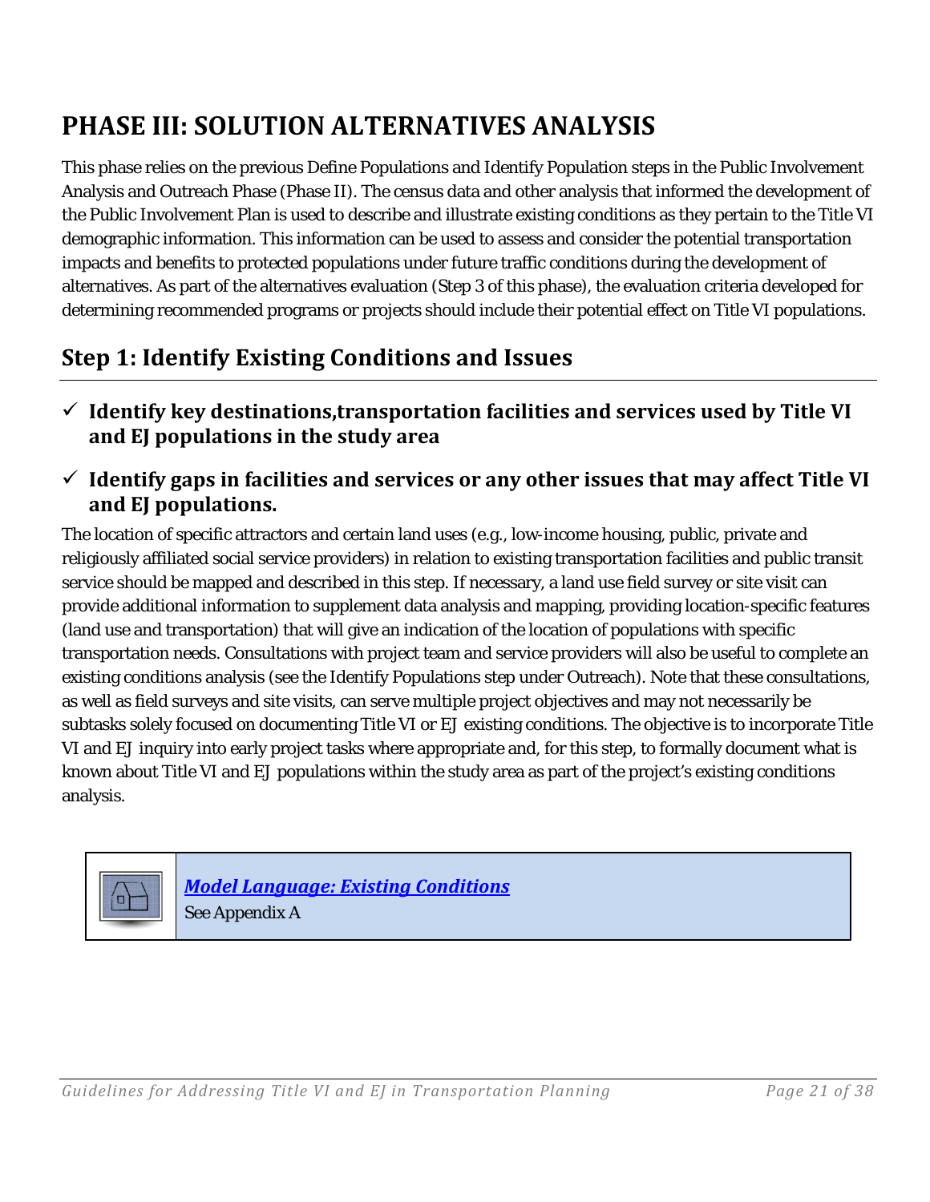# PHASE III: SOLUTION ALTERNATIVES ANALYSIS

This phase relies on the previous Define Populations and Identify Population steps in the Public Involvement Analysis and Outreach Phase (Phase II). The census data and other analysis that informed the development of the Public Involvement Plan is used to describe and illustrate existing conditions as they pertain to the Title VI demographic information. This information can be used to assess and consider the potential transportation impacts and benefits to protected populations under future traffic conditions during the development of alternatives. As part of the alternatives evaluation (Step 3 of this phase), the evaluation criteria developed for determining recommended programs or projects should include their potential effect on Title VI populations.

## Step 1: Identify Existing Conditions and Issues

- ✓ **Identify key destinations,transportation facilities and services used by Title VI and EJ populations in the study area**
- ✓ **Identify gaps in facilities and services or any other issues that may affect Title VI and EJ populations.**

The location of specific attractors and certain land uses (e.g., low-income housing, public, private and religiously affiliated social service providers) in relation to existing transportation facilities and public transit service should be mapped and described in this step. If necessary, a land use field survey or site visit can provide additional information to supplement data analysis and mapping, providing location-specific features (land use and transportation) that will give an indication of the location of populations with specific transportation needs. Consultations with project team and service providers will also be useful to complete an existing conditions analysis (see the Identify Populations step under Outreach). Note that these consultations, as well as field surveys and site visits, can serve multiple project objectives and may not necessarily be subtasks solely focused on documenting Title VI or EJ existing conditions. The objective is to incorporate Title VI and EJ inquiry into early project tasks where appropriate and, for this step, to formally document what is known about Title VI and EJ populations within the study area as part of the project's existing conditions analysis.

***Model Language: Existing Conditions***
See Appendix A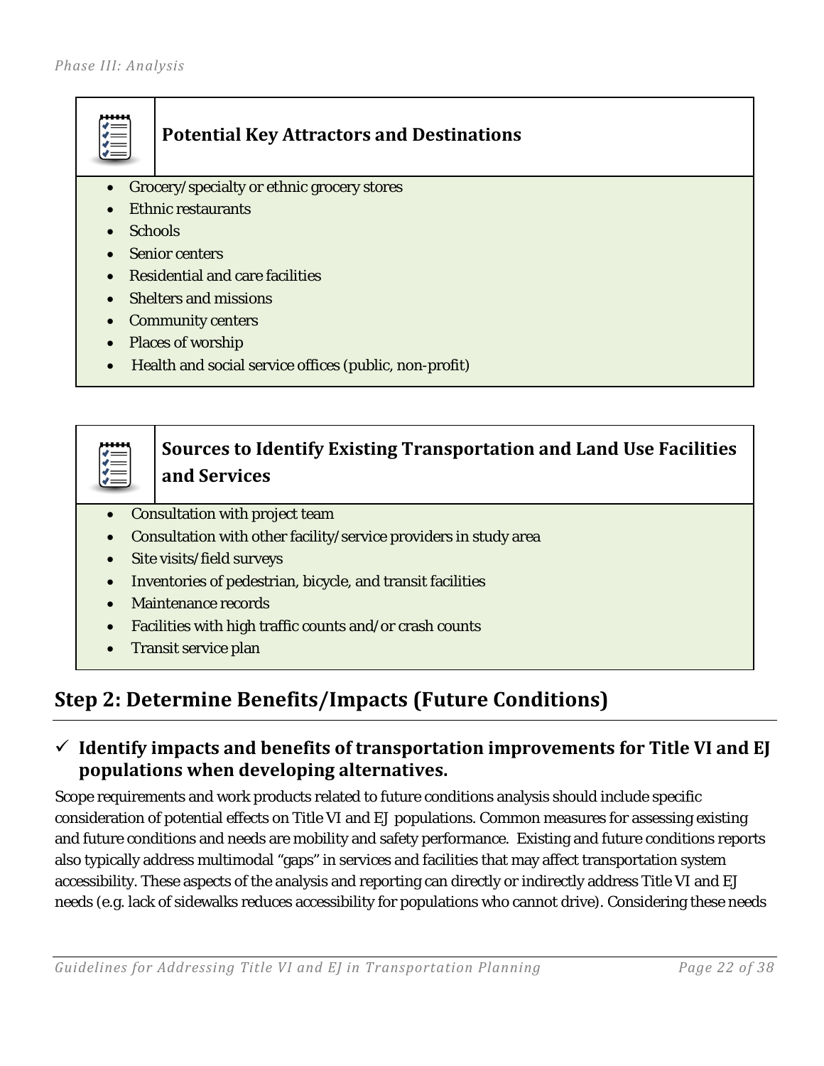### Potential Key Attractors and Destinations

- Grocery/specialty or ethnic grocery stores
- Ethnic restaurants
- Schools
- Senior centers
- Residential and care facilities
- Shelters and missions
- Community centers
- Places of worship
- Health and social service offices (public, non-profit)

### Sources to Identify Existing Transportation and Land Use Facilities and Services

- Consultation with project team
- Consultation with other facility/service providers in study area
- Site visits/field surveys
- Inventories of pedestrian, bicycle, and transit facilities
- Maintenance records
- Facilities with high traffic counts and/or crash counts
- Transit service plan

## Step 2: Determine Benefits/Impacts (Future Conditions)

### ✓ Identify impacts and benefits of transportation improvements for Title VI and EJ populations when developing alternatives.

Scope requirements and work products related to future conditions analysis should include specific consideration of potential effects on Title VI and EJ populations. Common measures for assessing existing and future conditions and needs are mobility and safety performance. Existing and future conditions reports also typically address multimodal "gaps" in services and facilities that may affect transportation system accessibility. These aspects of the analysis and reporting can directly or indirectly address Title VI and EJ needs (e.g. lack of sidewalks reduces accessibility for populations who cannot drive). Considering these needs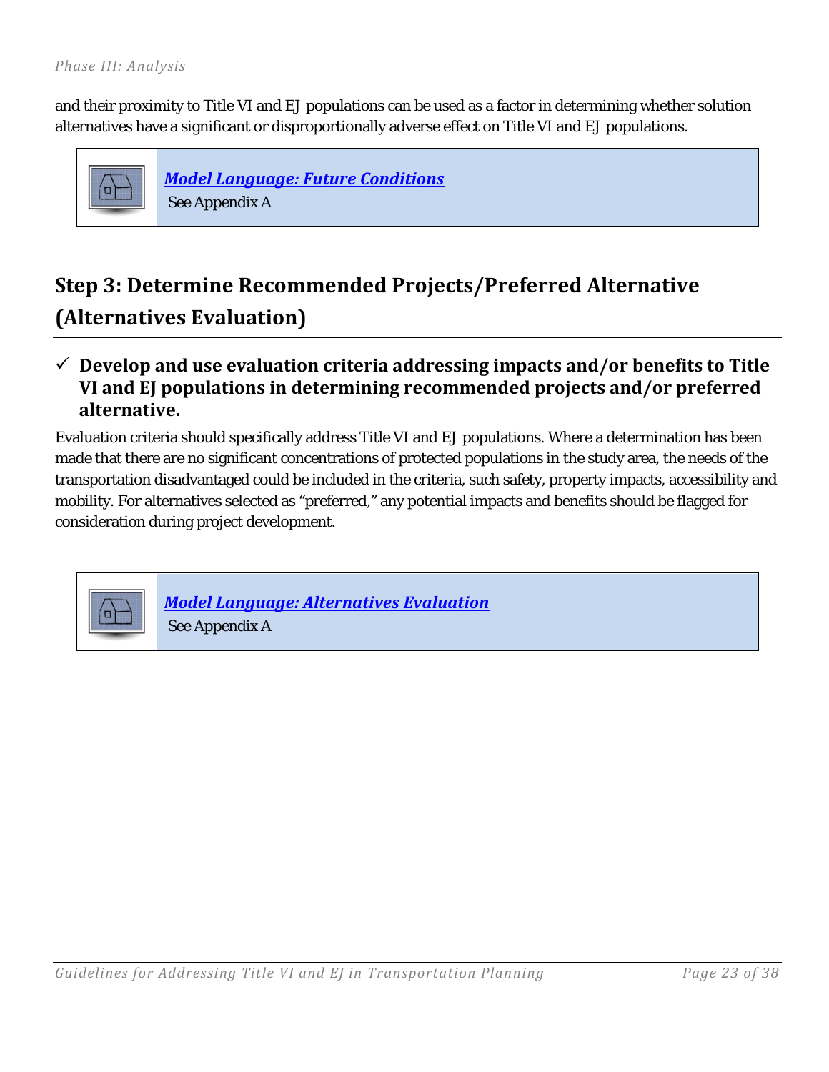and their proximity to Title VI and EJ populations can be used as a factor in determining whether solution alternatives have a significant or disproportionally adverse effect on Title VI and EJ populations.

> ***Model Language: Future Conditions***
> See Appendix A

## Step 3: Determine Recommended Projects/Preferred Alternative (Alternatives Evaluation)

### ✓ Develop and use evaluation criteria addressing impacts and/or benefits to Title VI and EJ populations in determining recommended projects and/or preferred alternative.

Evaluation criteria should specifically address Title VI and EJ populations. Where a determination has been made that there are no significant concentrations of protected populations in the study area, the needs of the transportation disadvantaged could be included in the criteria, such safety, property impacts, accessibility and mobility. For alternatives selected as "preferred," any potential impacts and benefits should be flagged for consideration during project development.

> ***Model Language: Alternatives Evaluation***
> See Appendix A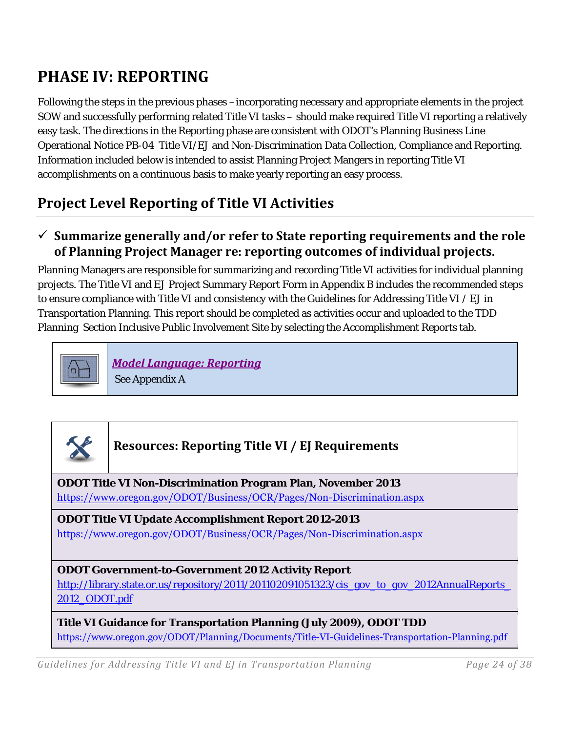# PHASE IV: REPORTING

Following the steps in the previous phases – incorporating necessary and appropriate elements in the project SOW and successfully performing related Title VI tasks – should make required Title VI reporting a relatively easy task. The directions in the Reporting phase are consistent with ODOT's Planning Business Line Operational Notice PB-04 Title VI/EJ and Non-Discrimination Data Collection, Compliance and Reporting. Information included below is intended to assist Planning Project Mangers in reporting Title VI accomplishments on a continuous basis to make yearly reporting an easy process.

## Project Level Reporting of Title VI Activities

### ✓ Summarize generally and/or refer to State reporting requirements and the role of Planning Project Manager re: reporting outcomes of individual projects.

Planning Managers are responsible for summarizing and recording Title VI activities for individual planning projects. The Title VI and EJ Project Summary Report Form in Appendix B includes the recommended steps to ensure compliance with Title VI and consistency with the Guidelines for Addressing Title VI / EJ in Transportation Planning. This report should be completed as activities occur and uploaded to the TDD Planning Section Inclusive Public Involvement Site by selecting the Accomplishment Reports tab.

***Model Language: Reporting***
See Appendix A

**Resources: Reporting Title VI / EJ Requirements**

**ODOT Title VI Non-Discrimination Program Plan, November 2013**
https://www.oregon.gov/ODOT/Business/OCR/Pages/Non-Discrimination.aspx

**ODOT Title VI Update Accomplishment Report 2012-2013**
https://www.oregon.gov/ODOT/Business/OCR/Pages/Non-Discrimination.aspx

**ODOT Government-to-Government 2012 Activity Report**
http://library.state.or.us/repository/2011/201102091051323/cis_gov_to_gov_2012AnnualReports_2012_ODOT.pdf

**Title VI Guidance for Transportation Planning (July 2009), ODOT TDD**
https://www.oregon.gov/ODOT/Planning/Documents/Title-VI-Guidelines-Transportation-Planning.pdf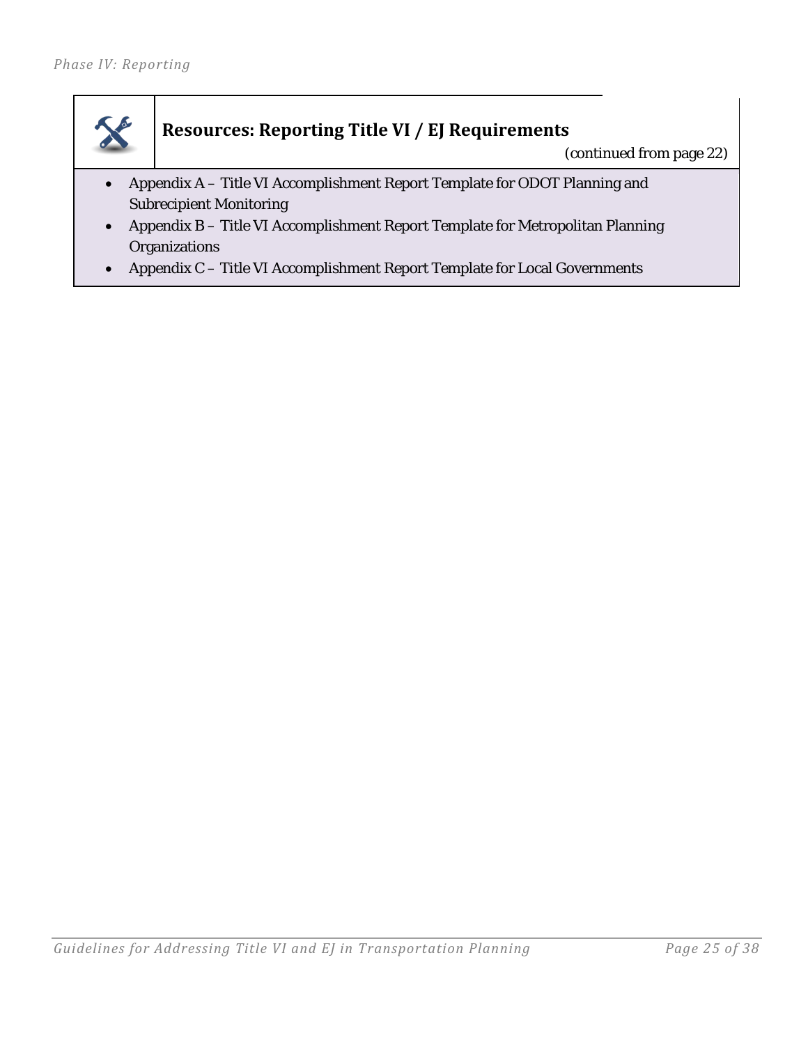### Resources: Reporting Title VI / EJ Requirements

(continued from page 22)

- Appendix A – Title VI Accomplishment Report Template for ODOT Planning and Subrecipient Monitoring
- Appendix B – Title VI Accomplishment Report Template for Metropolitan Planning Organizations
- Appendix C – Title VI Accomplishment Report Template for Local Governments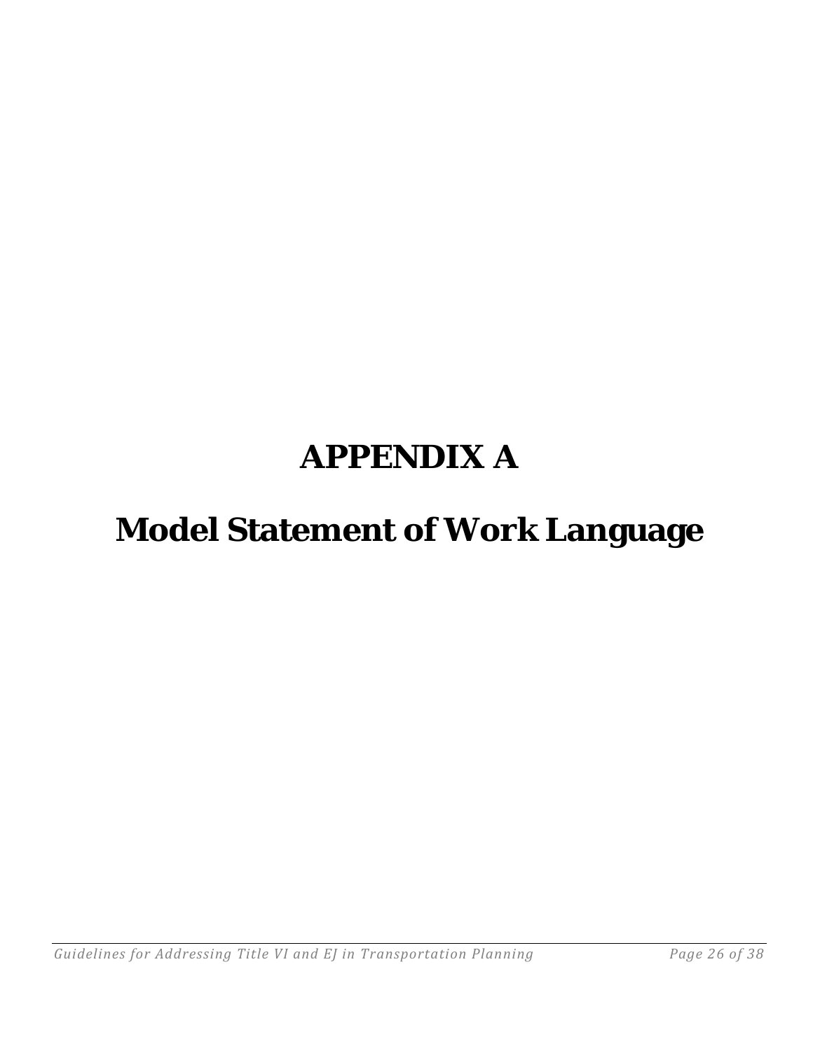# APPENDIX A

# Model Statement of Work Language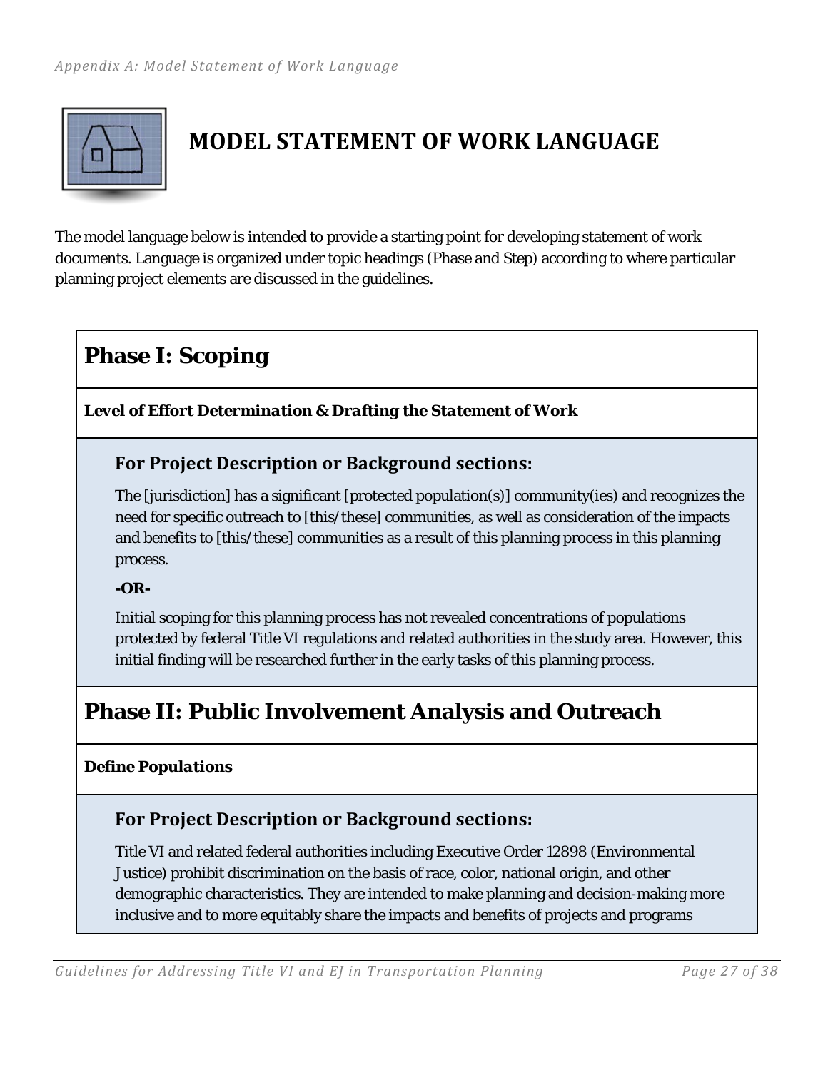# MODEL STATEMENT OF WORK LANGUAGE

The model language below is intended to provide a starting point for developing statement of work documents. Language is organized under topic headings (Phase and Step) according to where particular planning project elements are discussed in the guidelines.

## Phase I: Scoping

***Level of Effort Determination & Drafting the Statement of Work***

### For Project Description or Background sections:

The [jurisdiction] has a significant [protected population(s)] community(ies) and recognizes the need for specific outreach to [this/these] communities, as well as consideration of the impacts and benefits to [this/these] communities as a result of this planning process in this planning process.

**-OR-**

Initial scoping for this planning process has not revealed concentrations of populations protected by federal Title VI regulations and related authorities in the study area. However, this initial finding will be researched further in the early tasks of this planning process.

## Phase II: Public Involvement Analysis and Outreach

***Define Populations***

### For Project Description or Background sections:

Title VI and related federal authorities including Executive Order 12898 (Environmental Justice) prohibit discrimination on the basis of race, color, national origin, and other demographic characteristics. They are intended to make planning and decision-making more inclusive and to more equitably share the impacts and benefits of projects and programs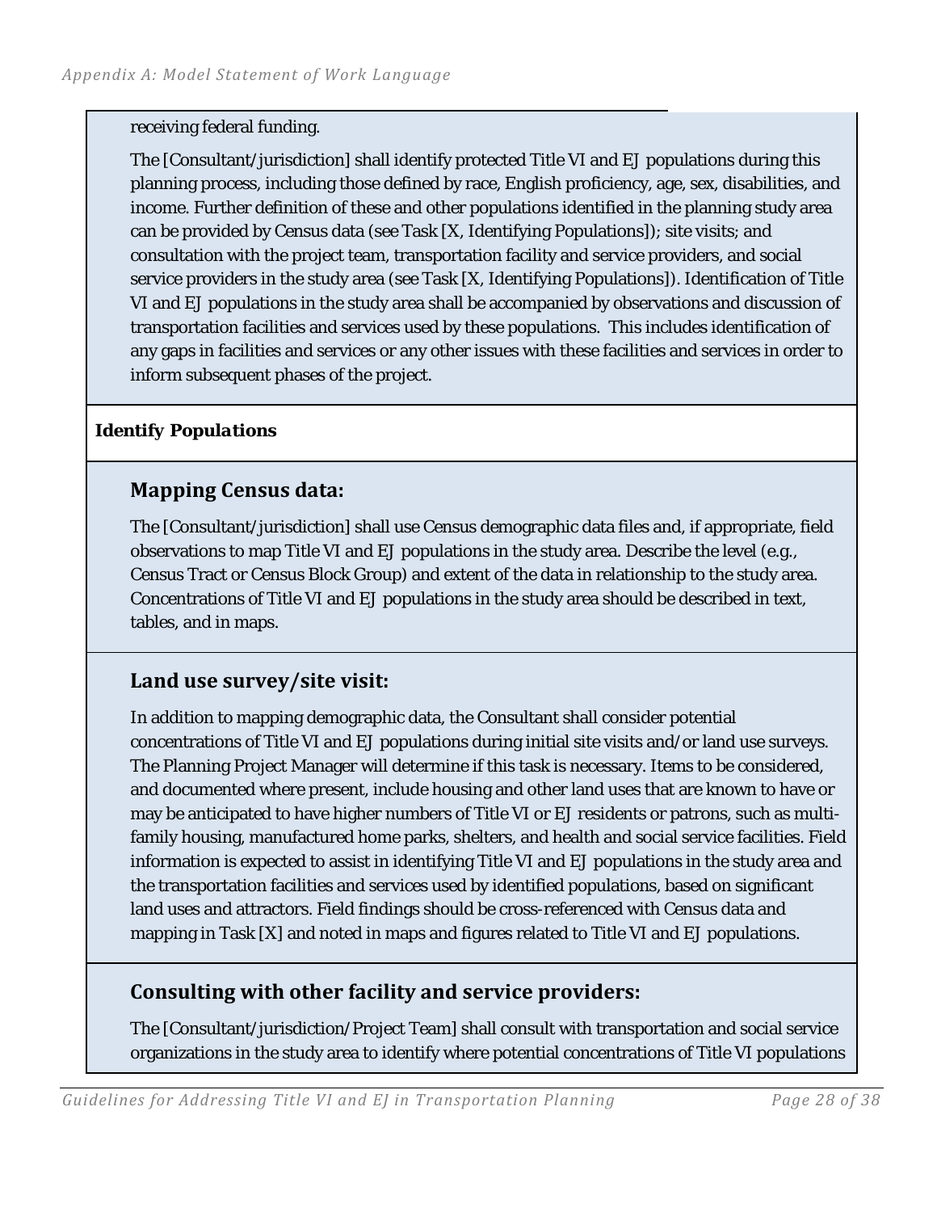receiving federal funding.

The [Consultant/jurisdiction] shall identify protected Title VI and EJ populations during this planning process, including those defined by race, English proficiency, age, sex, disabilities, and income. Further definition of these and other populations identified in the planning study area can be provided by Census data (see Task [X, Identifying Populations]); site visits; and consultation with the project team, transportation facility and service providers, and social service providers in the study area (see Task [X, Identifying Populations]). Identification of Title VI and EJ populations in the study area shall be accompanied by observations and discussion of transportation facilities and services used by these populations. This includes identification of any gaps in facilities and services or any other issues with these facilities and services in order to inform subsequent phases of the project.

**Identify Populations**

### Mapping Census data:

The [Consultant/jurisdiction] shall use Census demographic data files and, if appropriate, field observations to map Title VI and EJ populations in the study area. Describe the level (e.g., Census Tract or Census Block Group) and extent of the data in relationship to the study area. Concentrations of Title VI and EJ populations in the study area should be described in text, tables, and in maps.

### Land use survey/site visit:

In addition to mapping demographic data, the Consultant shall consider potential concentrations of Title VI and EJ populations during initial site visits and/or land use surveys. The Planning Project Manager will determine if this task is necessary. Items to be considered, and documented where present, include housing and other land uses that are known to have or may be anticipated to have higher numbers of Title VI or EJ residents or patrons, such as multi-family housing, manufactured home parks, shelters, and health and social service facilities. Field information is expected to assist in identifying Title VI and EJ populations in the study area and the transportation facilities and services used by identified populations, based on significant land uses and attractors. Field findings should be cross-referenced with Census data and mapping in Task [X] and noted in maps and figures related to Title VI and EJ populations.

### Consulting with other facility and service providers:

The [Consultant/jurisdiction/Project Team] shall consult with transportation and social service organizations in the study area to identify where potential concentrations of Title VI populations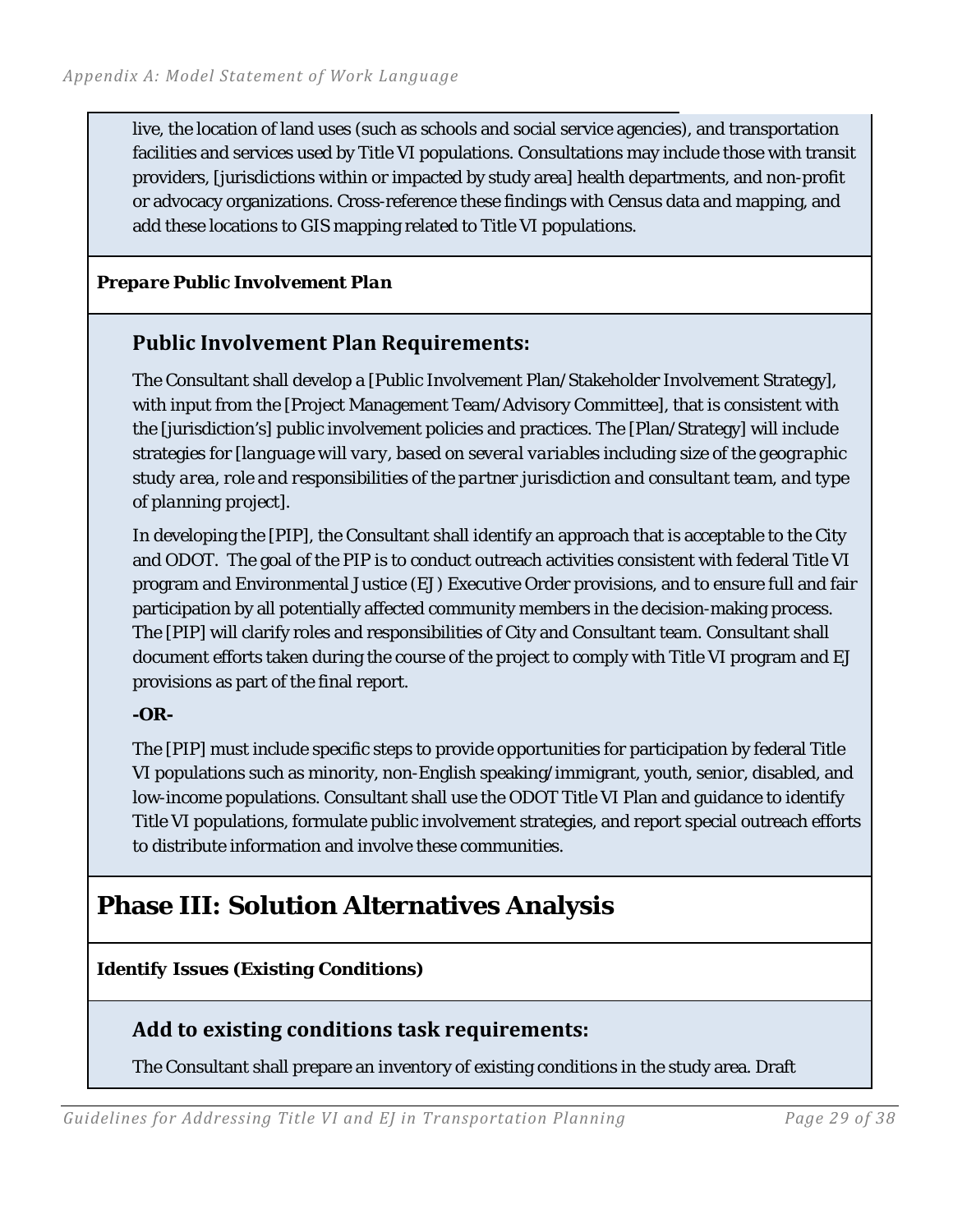live, the location of land uses (such as schools and social service agencies), and transportation facilities and services used by Title VI populations. Consultations may include those with transit providers, [jurisdictions within or impacted by study area] health departments, and non-profit or advocacy organizations. Cross-reference these findings with Census data and mapping, and add these locations to GIS mapping related to Title VI populations.

***Prepare Public Involvement Plan***

### Public Involvement Plan Requirements:

The Consultant shall develop a [Public Involvement Plan/Stakeholder Involvement Strategy], with input from the [Project Management Team/Advisory Committee], that is consistent with the [jurisdiction's] public involvement policies and practices. The [Plan/Strategy] will include strategies for [*language will vary, based on several variables including size of the geographic study area, role and responsibilities of the partner jurisdiction and consultant team, and type of planning project*].

In developing the [PIP], the Consultant shall identify an approach that is acceptable to the City and ODOT. The goal of the PIP is to conduct outreach activities consistent with federal Title VI program and Environmental Justice (EJ) Executive Order provisions, and to ensure full and fair participation by all potentially affected community members in the decision-making process. The [PIP] will clarify roles and responsibilities of City and Consultant team. Consultant shall document efforts taken during the course of the project to comply with Title VI program and EJ provisions as part of the final report.

**-OR-**

The [PIP] must include specific steps to provide opportunities for participation by federal Title VI populations such as minority, non-English speaking/immigrant, youth, senior, disabled, and low-income populations. Consultant shall use the ODOT Title VI Plan and guidance to identify Title VI populations, formulate public involvement strategies, and report special outreach efforts to distribute information and involve these communities.

## Phase III: Solution Alternatives Analysis

**Identify Issues (Existing Conditions)**

### Add to existing conditions task requirements:

The Consultant shall prepare an inventory of existing conditions in the study area. Draft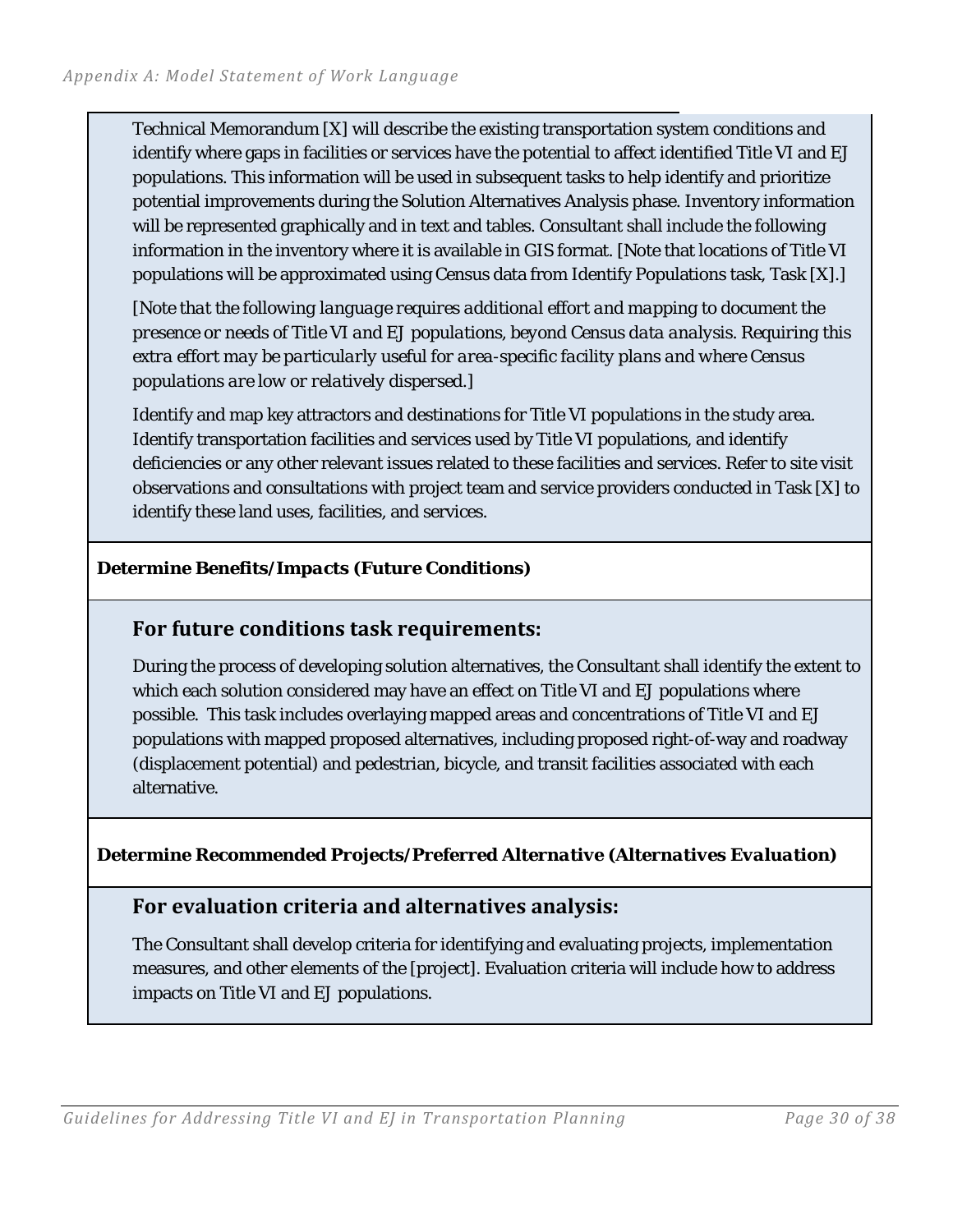Technical Memorandum [X] will describe the existing transportation system conditions and identify where gaps in facilities or services have the potential to affect identified Title VI and EJ populations. This information will be used in subsequent tasks to help identify and prioritize potential improvements during the Solution Alternatives Analysis phase. Inventory information will be represented graphically and in text and tables. Consultant shall include the following information in the inventory where it is available in GIS format. [Note that locations of Title VI populations will be approximated using Census data from Identify Populations task, Task [X].]

*[Note that the following language requires additional effort and mapping to document the presence or needs of Title VI and EJ populations, beyond Census data analysis. Requiring this extra effort may be particularly useful for area-specific facility plans and where Census populations are low or relatively dispersed.]*

Identify and map key attractors and destinations for Title VI populations in the study area. Identify transportation facilities and services used by Title VI populations, and identify deficiencies or any other relevant issues related to these facilities and services. Refer to site visit observations and consultations with project team and service providers conducted in Task [X] to identify these land uses, facilities, and services.

**Determine Benefits/Impacts (Future Conditions)**

### For future conditions task requirements:

During the process of developing solution alternatives, the Consultant shall identify the extent to which each solution considered may have an effect on Title VI and EJ populations where possible. This task includes overlaying mapped areas and concentrations of Title VI and EJ populations with mapped proposed alternatives, including proposed right-of-way and roadway (displacement potential) and pedestrian, bicycle, and transit facilities associated with each alternative.

**Determine Recommended Projects/Preferred Alternative (Alternatives Evaluation)**

### For evaluation criteria and alternatives analysis:

The Consultant shall develop criteria for identifying and evaluating projects, implementation measures, and other elements of the [project]. Evaluation criteria will include how to address impacts on Title VI and EJ populations.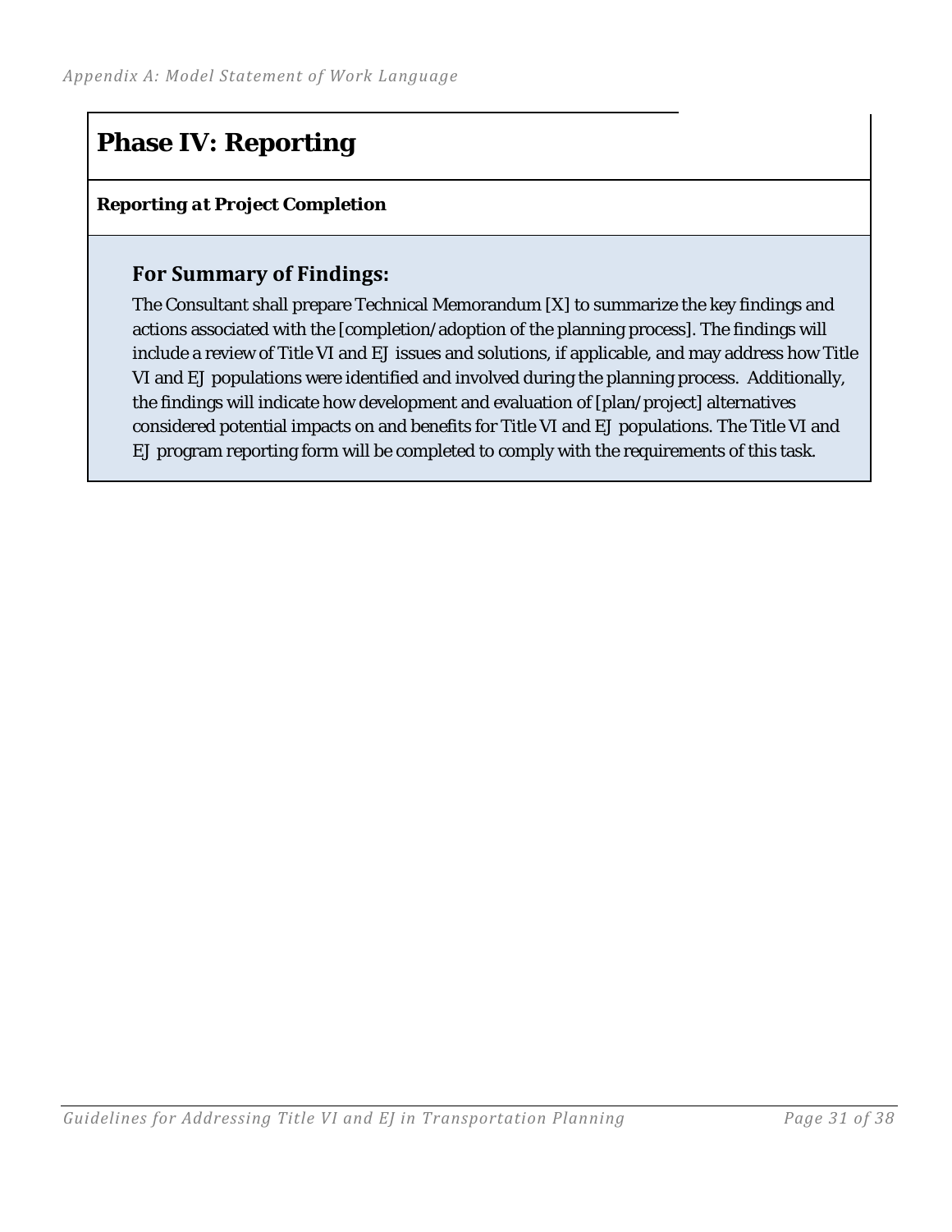# Phase IV: Reporting

**Reporting at Project Completion**

### For Summary of Findings:

The Consultant shall prepare Technical Memorandum [X] to summarize the key findings and actions associated with the [completion/adoption of the planning process]. The findings will include a review of Title VI and EJ issues and solutions, if applicable, and may address how Title VI and EJ populations were identified and involved during the planning process. Additionally, the findings will indicate how development and evaluation of [plan/project] alternatives considered potential impacts on and benefits for Title VI and EJ populations. The Title VI and EJ program reporting form will be completed to comply with the requirements of this task.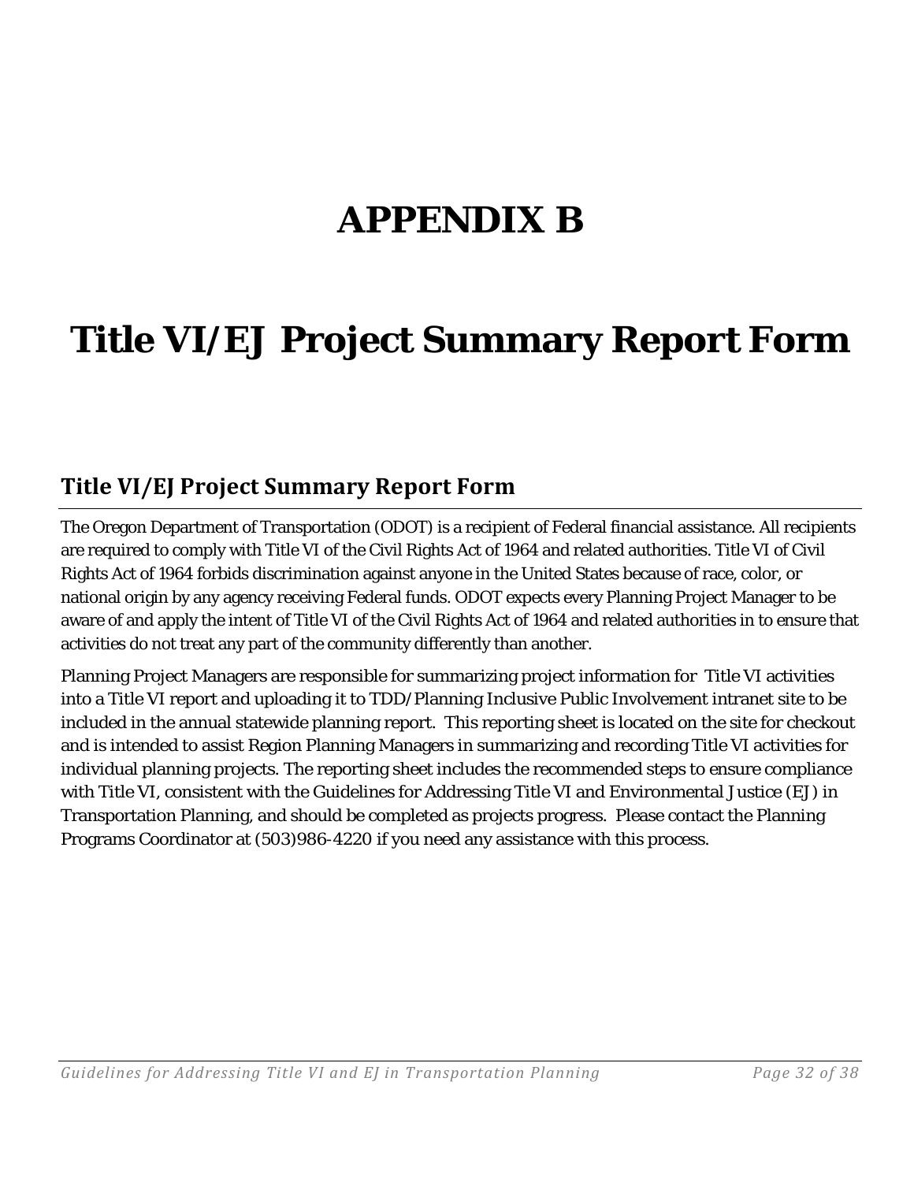# APPENDIX B

# Title VI/EJ Project Summary Report Form

## Title VI/EJ Project Summary Report Form

The Oregon Department of Transportation (ODOT) is a recipient of Federal financial assistance. All recipients are required to comply with Title VI of the Civil Rights Act of 1964 and related authorities. Title VI of Civil Rights Act of 1964 forbids discrimination against anyone in the United States because of race, color, or national origin by any agency receiving Federal funds. ODOT expects every Planning Project Manager to be aware of and apply the intent of Title VI of the Civil Rights Act of 1964 and related authorities in to ensure that activities do not treat any part of the community differently than another.

Planning Project Managers are responsible for summarizing project information for Title VI activities into a Title VI report and uploading it to TDD/Planning Inclusive Public Involvement intranet site to be included in the annual statewide planning report. This reporting sheet is located on the site for checkout and is intended to assist Region Planning Managers in summarizing and recording Title VI activities for individual planning projects. The reporting sheet includes the recommended steps to ensure compliance with Title VI, consistent with the Guidelines for Addressing Title VI and Environmental Justice (EJ) in Transportation Planning, and should be completed as projects progress. Please contact the Planning Programs Coordinator at (503)986-4220 if you need any assistance with this process.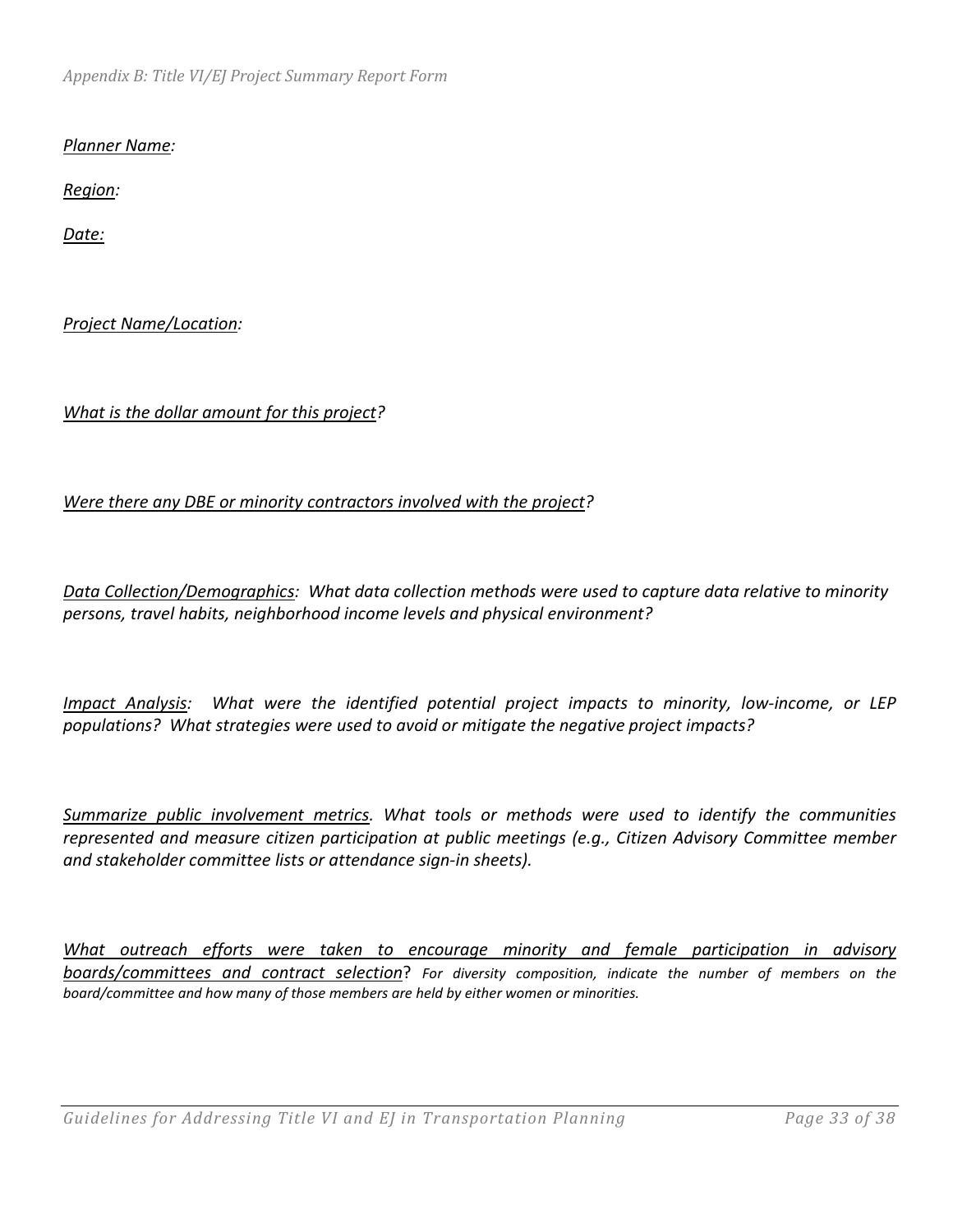*Appendix B: Title VI/EJ Project Summary Report Form*

*Planner Name:*

*Region:*

*Date:*

*Project Name/Location:*

*What is the dollar amount for this project?*

*Were there any DBE or minority contractors involved with the project?*

*Data Collection/Demographics: What data collection methods were used to capture data relative to minority persons, travel habits, neighborhood income levels and physical environment?*

*Impact Analysis: What were the identified potential project impacts to minority, low-income, or LEP populations? What strategies were used to avoid or mitigate the negative project impacts?*

*Summarize public involvement metrics. What tools or methods were used to identify the communities represented and measure citizen participation at public meetings (e.g., Citizen Advisory Committee member and stakeholder committee lists or attendance sign-in sheets).*

*What outreach efforts were taken to encourage minority and female participation in advisory boards/committees and contract selection?* *For diversity composition, indicate the number of members on the board/committee and how many of those members are held by either women or minorities.*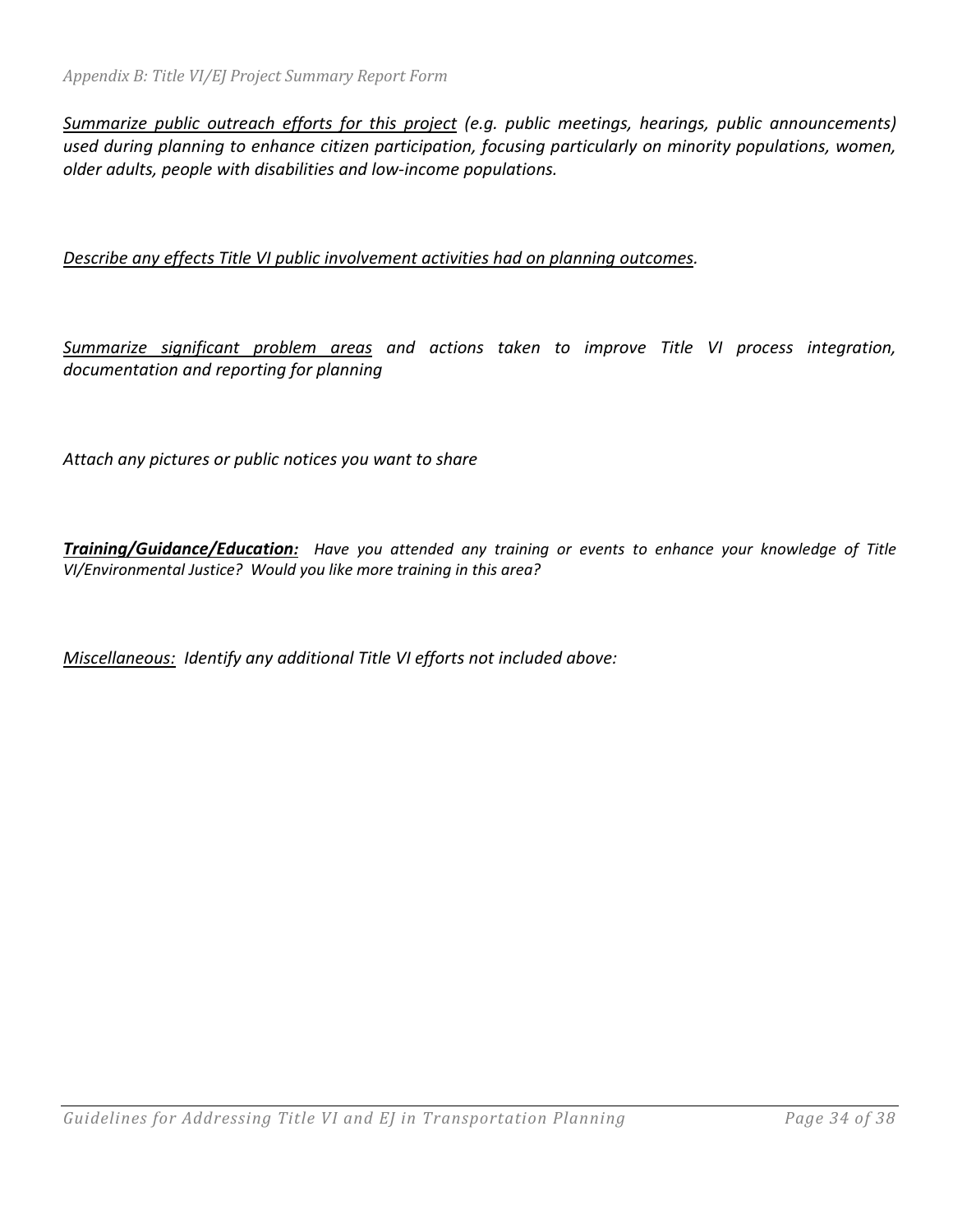*<u>Summarize public outreach efforts for this project</u> (e.g. public meetings, hearings, public announcements) used during planning to enhance citizen participation, focusing particularly on minority populations, women, older adults, people with disabilities and low-income populations.*

*<u>Describe any effects Title VI public involvement activities had on planning outcomes</u>.*

*<u>Summarize significant problem areas</u> and actions taken to improve Title VI process integration, documentation and reporting for planning*

*Attach any pictures or public notices you want to share*

***<u>Training/Guidance/Education:</u>*** *Have you attended any training or events to enhance your knowledge of Title VI/Environmental Justice? Would you like more training in this area?*

*<u>Miscellaneous:</u> Identify any additional Title VI efforts not included above:*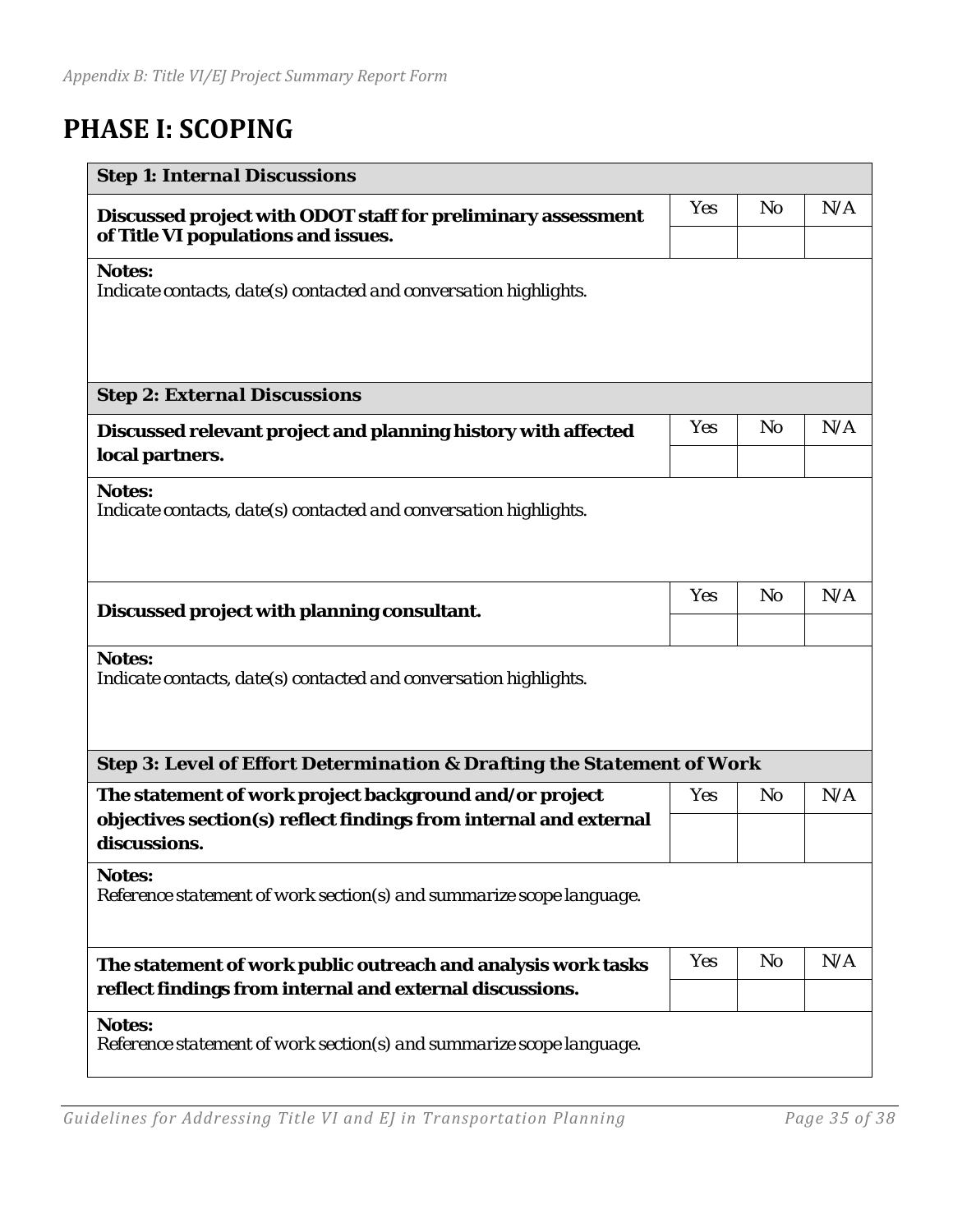# PHASE I: SCOPING

| **Step 1: Internal Discussions** | | | |
|---|---|---|---|
| **Discussed project with ODOT staff for preliminary assessment of Title VI populations and issues.** | *Yes* | *No* | *N/A* |
| | | | |
| **Notes:**<br>*Indicate contacts, date(s) contacted and conversation highlights.* | | | |

| **Step 2: External Discussions** | | | |
|---|---|---|---|
| **Discussed relevant project and planning history with affected local partners.** | *Yes* | *No* | *N/A* |
| | | | |
| **Notes:**<br>*Indicate contacts, date(s) contacted and conversation highlights.* | | | |
| **Discussed project with planning consultant.** | *Yes* | *No* | *N/A* |
| | | | |
| **Notes:**<br>*Indicate contacts, date(s) contacted and conversation highlights.* | | | |

| **Step 3: Level of Effort Determination & Drafting the Statement of Work** | | | |
|---|---|---|---|
| **The statement of work project background and/or project objectives section(s) reflect findings from internal and external discussions.** | *Yes* | *No* | *N/A* |
| | | | |
| **Notes:**<br>*Reference statement of work section(s) and summarize scope language.* | | | |
| **The statement of work public outreach and analysis work tasks reflect findings from internal and external discussions.** | *Yes* | *No* | *N/A* |
| | | | |
| **Notes:**<br>*Reference statement of work section(s) and summarize scope language.* | | | |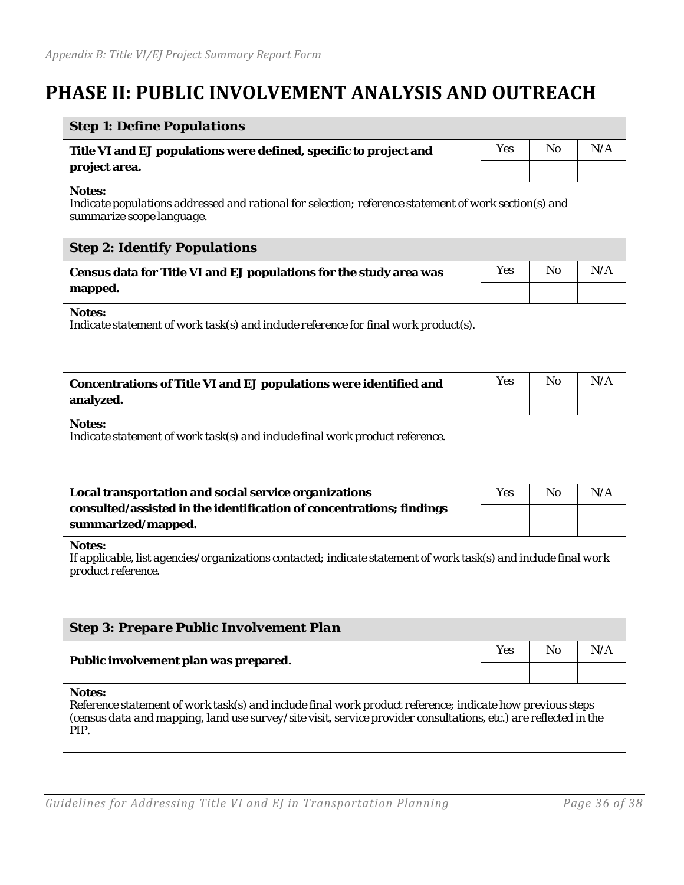# PHASE II: PUBLIC INVOLVEMENT ANALYSIS AND OUTREACH

| **Step 1: Define Populations** | | | |
|---|---|---|---|
| **Title VI and EJ populations were defined, specific to project and project area.** | Yes | No | N/A |
| | | | |
| **Notes:** *Indicate populations addressed and rational for selection; reference statement of work section(s) and summarize scope language.* | | | |
| **Step 2: Identify Populations** | | | |
| **Census data for Title VI and EJ populations for the study area was mapped.** | Yes | No | N/A |
| | | | |
| **Notes:** *Indicate statement of work task(s) and include reference for final work product(s).* | | | |
| **Concentrations of Title VI and EJ populations were identified and analyzed.** | Yes | No | N/A |
| | | | |
| **Notes:** *Indicate statement of work task(s) and include final work product reference.* | | | |
| **Local transportation and social service organizations consulted/assisted in the identification of concentrations; findings summarized/mapped.** | Yes | No | N/A |
| | | | |
| **Notes:** *If applicable, list agencies/organizations contacted; indicate statement of work task(s) and include final work product reference.* | | | |
| **Step 3: Prepare Public Involvement Plan** | | | |
| **Public involvement plan was prepared.** | Yes | No | N/A |
| | | | |
| **Notes:** *Reference statement of work task(s) and include final work product reference; indicate how previous steps (census data and mapping, land use survey/site visit, service provider consultations, etc.) are reflected in the PIP.* | | | |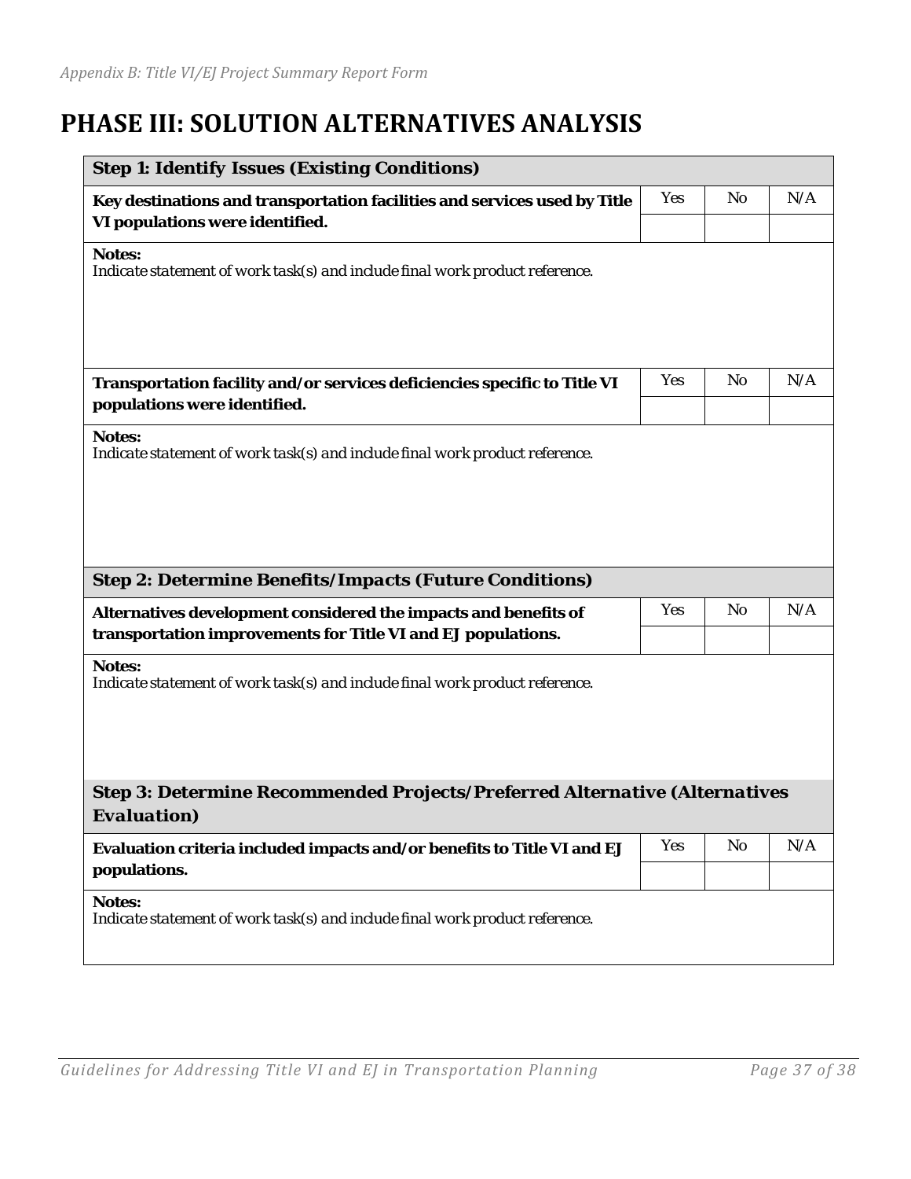# PHASE III: SOLUTION ALTERNATIVES ANALYSIS

| Step 1: Identify Issues (Existing Conditions) | | | |
|---|---|---|---|
| **Key destinations and transportation facilities and services used by Title VI populations were identified.** | Yes | No | N/A |
| | | | |

**Notes:**
*Indicate statement of work task(s) and include final work product reference.*

| **Transportation facility and/or services deficiencies specific to Title VI populations were identified.** | Yes | No | N/A |
|---|---|---|---|
| | | | |

**Notes:**
*Indicate statement of work task(s) and include final work product reference.*

| Step 2: Determine Benefits/Impacts (Future Conditions) | | | |
|---|---|---|---|
| **Alternatives development considered the impacts and benefits of transportation improvements for Title VI and EJ populations.** | Yes | No | N/A |
| | | | |

**Notes:**
*Indicate statement of work task(s) and include final work product reference.*

| Step 3: Determine Recommended Projects/Preferred Alternative (Alternatives Evaluation) | | | |
|---|---|---|---|
| **Evaluation criteria included impacts and/or benefits to Title VI and EJ populations.** | Yes | No | N/A |
| | | | |

**Notes:**
*Indicate statement of work task(s) and include final work product reference.*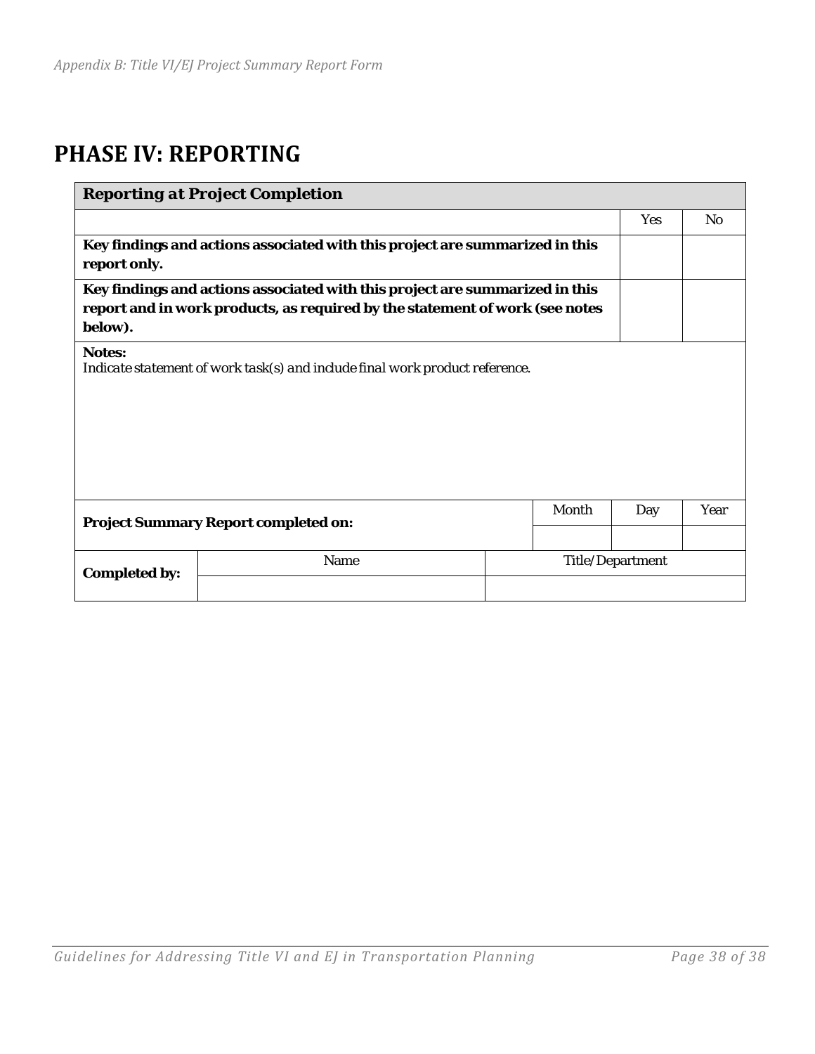# PHASE IV: REPORTING

| Reporting at Project Completion | | |
|---|---|---|
| | Yes | No |
| **Key findings and actions associated with this project are summarized in this report only.** | | |
| **Key findings and actions associated with this project are summarized in this report and in work products, as required by the statement of work (see notes below).** | | |

**Notes:**
*Indicate statement of work task(s) and include final work product reference.*

| | Month | Day | Year |
|---|---|---|---|
| **Project Summary Report completed on:** | | | |

| | Name | Title/Department |
|---|---|---|
| **Completed by:** | | |